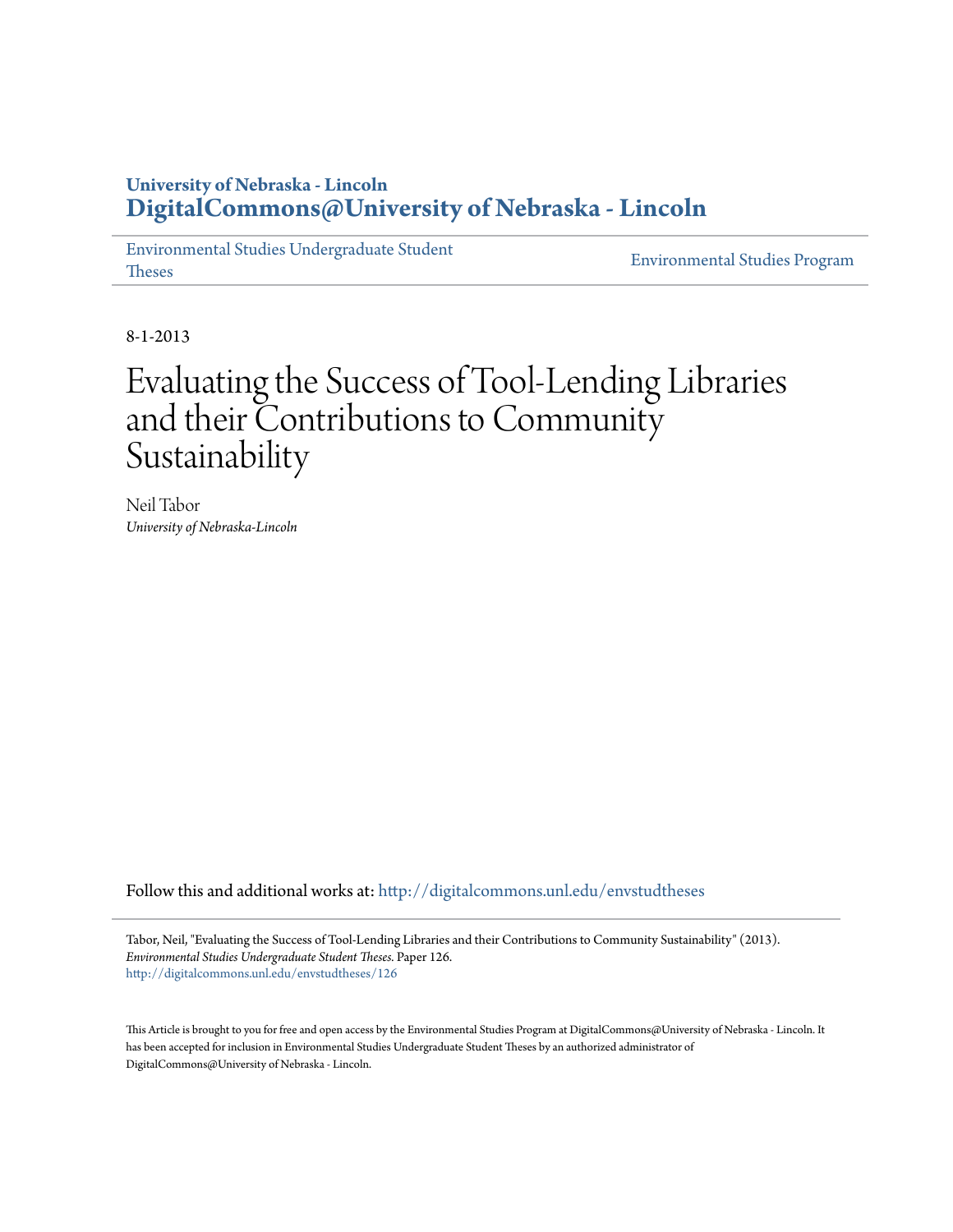**University of Nebraska - Lincoln**
**DigitalCommons@University of Nebraska - Lincoln**

Environmental Studies Undergraduate Student Theses | Environmental Studies Program

8-1-2013

# Evaluating the Success of Tool-Lending Libraries and their Contributions to Community Sustainability

Neil Tabor
*University of Nebraska-Lincoln*

Follow this and additional works at: http://digitalcommons.unl.edu/envstudtheses

Tabor, Neil, "Evaluating the Success of Tool-Lending Libraries and their Contributions to Community Sustainability" (2013). *Environmental Studies Undergraduate Student Theses.* Paper 126.
http://digitalcommons.unl.edu/envstudtheses/126

This Article is brought to you for free and open access by the Environmental Studies Program at DigitalCommons@University of Nebraska - Lincoln. It has been accepted for inclusion in Environmental Studies Undergraduate Student Theses by an authorized administrator of DigitalCommons@University of Nebraska - Lincoln.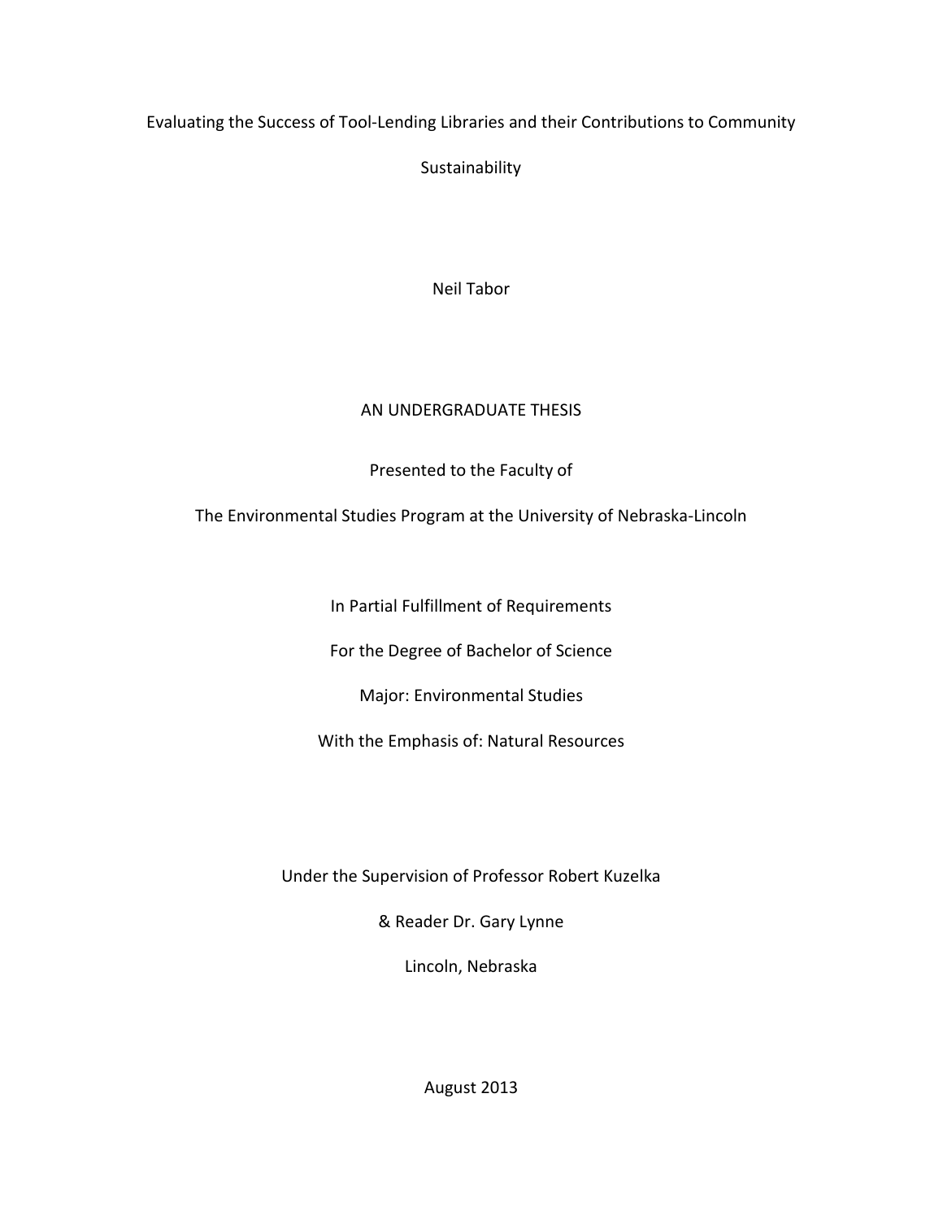# Evaluating the Success of Tool-Lending Libraries and their Contributions to Community Sustainability

Neil Tabor

AN UNDERGRADUATE THESIS

Presented to the Faculty of

The Environmental Studies Program at the University of Nebraska-Lincoln

In Partial Fulfillment of Requirements

For the Degree of Bachelor of Science

Major: Environmental Studies

With the Emphasis of: Natural Resources

Under the Supervision of Professor Robert Kuzelka

& Reader Dr. Gary Lynne

Lincoln, Nebraska

August 2013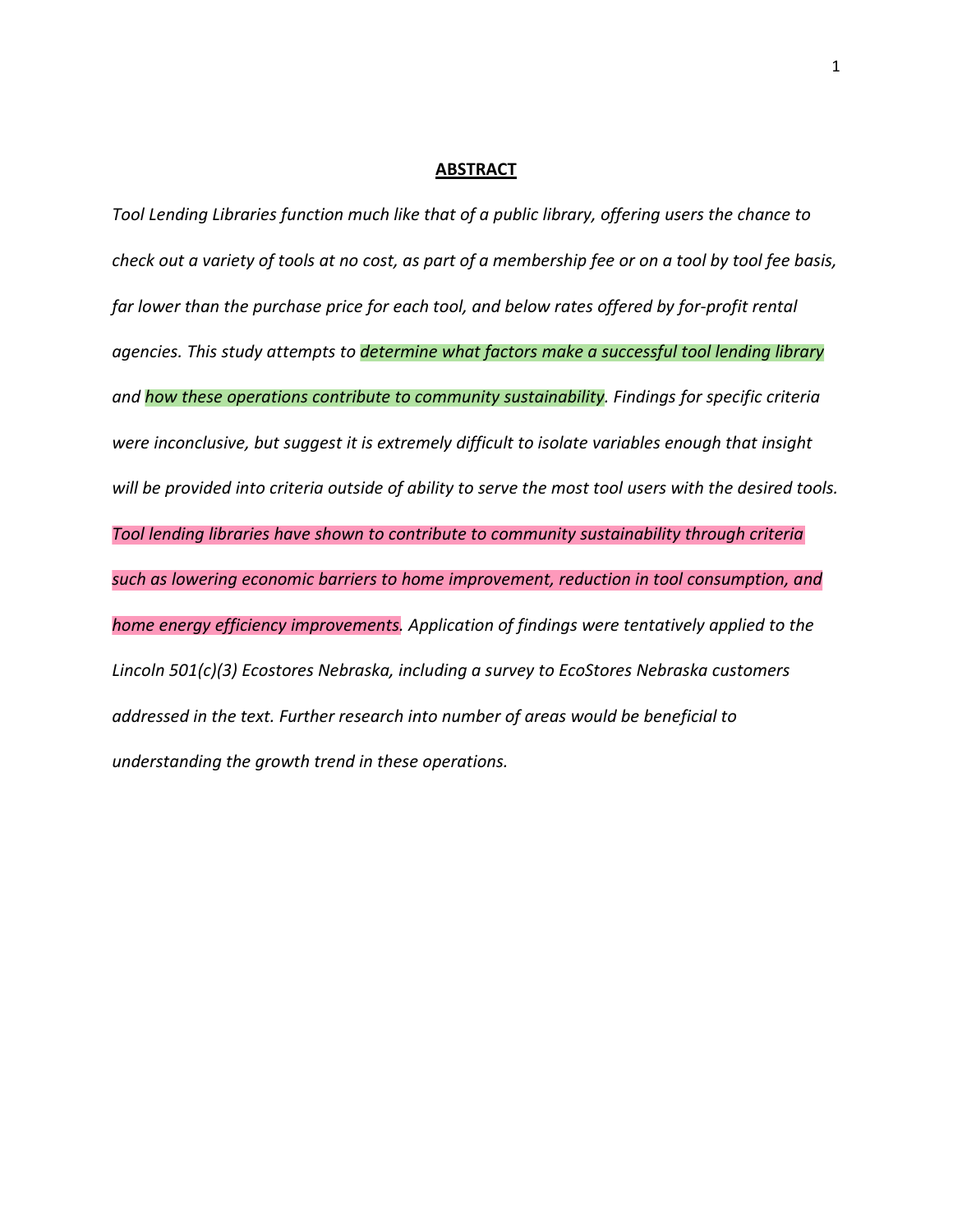## ABSTRACT

*Tool Lending Libraries function much like that of a public library, offering users the chance to check out a variety of tools at no cost, as part of a membership fee or on a tool by tool fee basis, far lower than the purchase price for each tool, and below rates offered by for-profit rental agencies. This study attempts to determine what factors make a successful tool lending library and how these operations contribute to community sustainability. Findings for specific criteria were inconclusive, but suggest it is extremely difficult to isolate variables enough that insight will be provided into criteria outside of ability to serve the most tool users with the desired tools. Tool lending libraries have shown to contribute to community sustainability through criteria such as lowering economic barriers to home improvement, reduction in tool consumption, and home energy efficiency improvements. Application of findings were tentatively applied to the Lincoln 501(c)(3) Ecostores Nebraska, including a survey to EcoStores Nebraska customers addressed in the text. Further research into number of areas would be beneficial to understanding the growth trend in these operations.*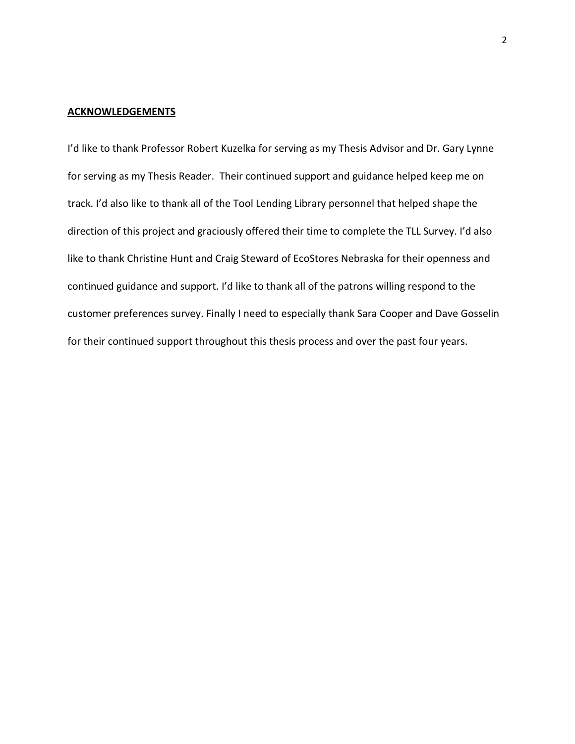## **ACKNOWLEDGEMENTS**

I'd like to thank Professor Robert Kuzelka for serving as my Thesis Advisor and Dr. Gary Lynne for serving as my Thesis Reader. Their continued support and guidance helped keep me on track. I'd also like to thank all of the Tool Lending Library personnel that helped shape the direction of this project and graciously offered their time to complete the TLL Survey. I'd also like to thank Christine Hunt and Craig Steward of EcoStores Nebraska for their openness and continued guidance and support. I'd like to thank all of the patrons willing respond to the customer preferences survey. Finally I need to especially thank Sara Cooper and Dave Gosselin for their continued support throughout this thesis process and over the past four years.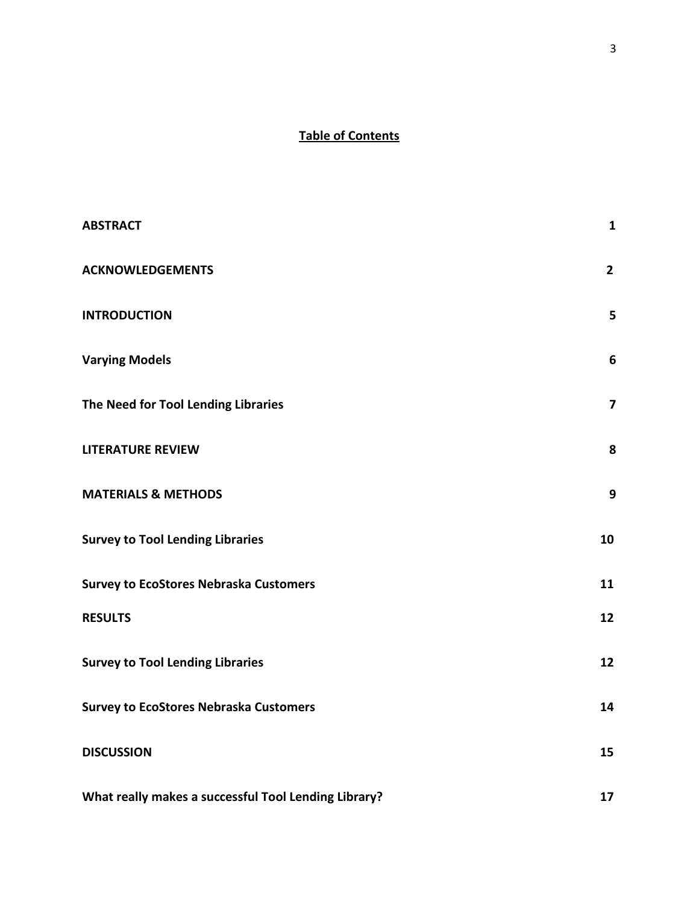## Table of Contents

| | |
|---|---|
| **ABSTRACT** | **1** |
| **ACKNOWLEDGEMENTS** | **2** |
| **INTRODUCTION** | **5** |
| **Varying Models** | **6** |
| **The Need for Tool Lending Libraries** | **7** |
| **LITERATURE REVIEW** | **8** |
| **MATERIALS & METHODS** | **9** |
| **Survey to Tool Lending Libraries** | **10** |
| **Survey to EcoStores Nebraska Customers** | **11** |
| **RESULTS** | **12** |
| **Survey to Tool Lending Libraries** | **12** |
| **Survey to EcoStores Nebraska Customers** | **14** |
| **DISCUSSION** | **15** |
| **What really makes a successful Tool Lending Library?** | **17** |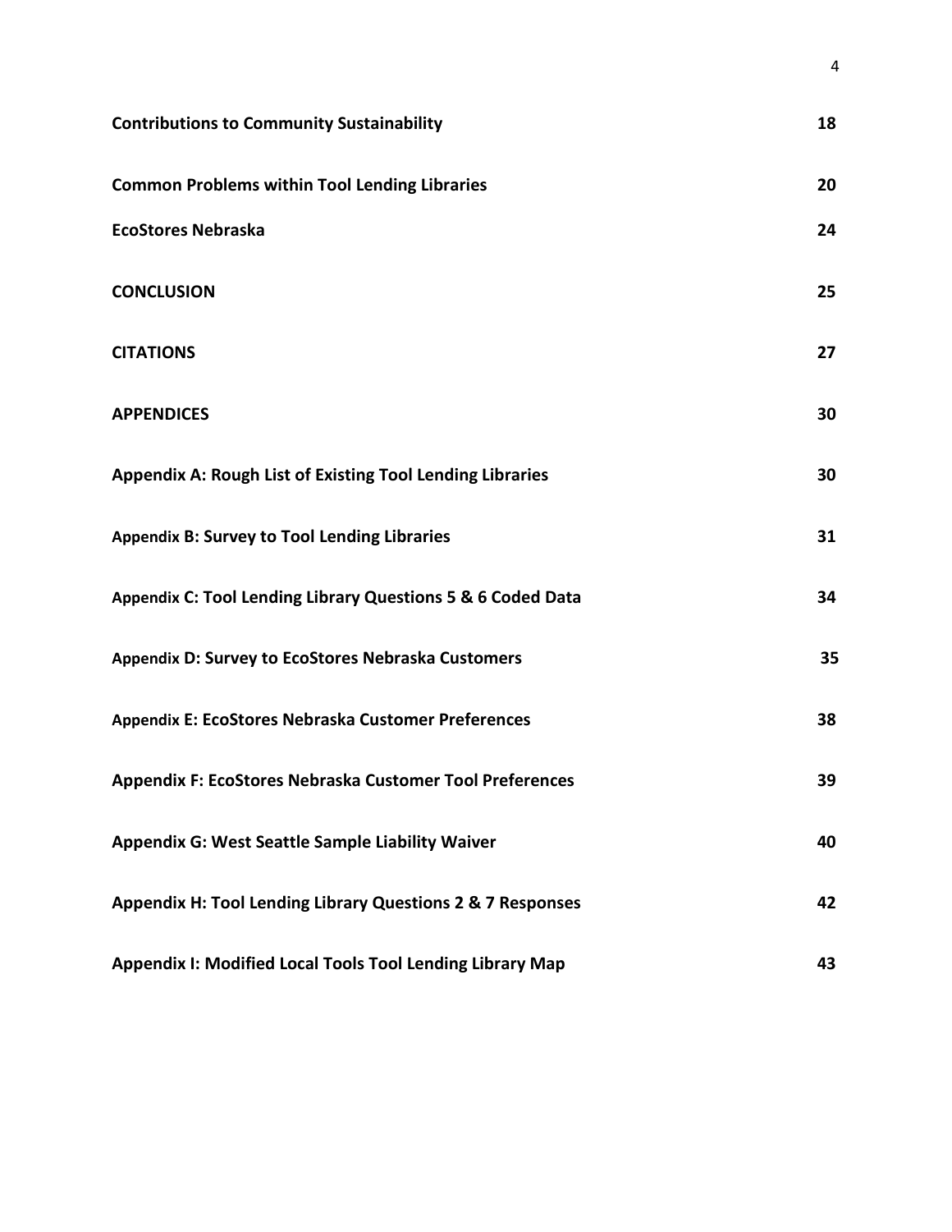| | |
|---|---|
| **Contributions to Community Sustainability** | **18** |
| **Common Problems within Tool Lending Libraries** | **20** |
| **EcoStores Nebraska** | **24** |
| **CONCLUSION** | **25** |
| **CITATIONS** | **27** |
| **APPENDICES** | **30** |
| **Appendix A: Rough List of Existing Tool Lending Libraries** | **30** |
| **Appendix B: Survey to Tool Lending Libraries** | **31** |
| **Appendix C: Tool Lending Library Questions 5 & 6 Coded Data** | **34** |
| **Appendix D: Survey to EcoStores Nebraska Customers** | **35** |
| **Appendix E: EcoStores Nebraska Customer Preferences** | **38** |
| **Appendix F: EcoStores Nebraska Customer Tool Preferences** | **39** |
| **Appendix G: West Seattle Sample Liability Waiver** | **40** |
| **Appendix H: Tool Lending Library Questions 2 & 7 Responses** | **42** |
| **Appendix I: Modified Local Tools Tool Lending Library Map** | **43** |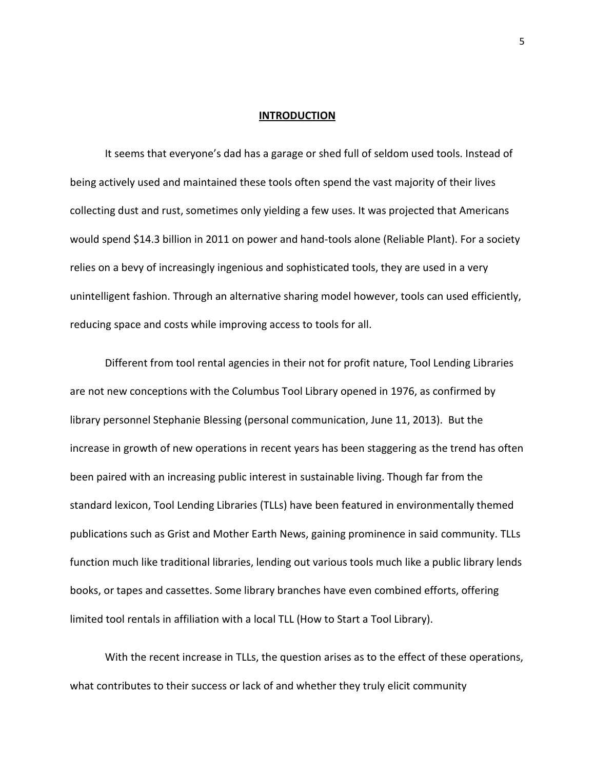# INTRODUCTION

It seems that everyone's dad has a garage or shed full of seldom used tools. Instead of being actively used and maintained these tools often spend the vast majority of their lives collecting dust and rust, sometimes only yielding a few uses. It was projected that Americans would spend $14.3 billion in 2011 on power and hand-tools alone (Reliable Plant). For a society relies on a bevy of increasingly ingenious and sophisticated tools, they are used in a very unintelligent fashion. Through an alternative sharing model however, tools can used efficiently, reducing space and costs while improving access to tools for all.

Different from tool rental agencies in their not for profit nature, Tool Lending Libraries are not new conceptions with the Columbus Tool Library opened in 1976, as confirmed by library personnel Stephanie Blessing (personal communication, June 11, 2013). But the increase in growth of new operations in recent years has been staggering as the trend has often been paired with an increasing public interest in sustainable living. Though far from the standard lexicon, Tool Lending Libraries (TLLs) have been featured in environmentally themed publications such as Grist and Mother Earth News, gaining prominence in said community. TLLs function much like traditional libraries, lending out various tools much like a public library lends books, or tapes and cassettes. Some library branches have even combined efforts, offering limited tool rentals in affiliation with a local TLL (How to Start a Tool Library).

With the recent increase in TLLs, the question arises as to the effect of these operations, what contributes to their success or lack of and whether they truly elicit community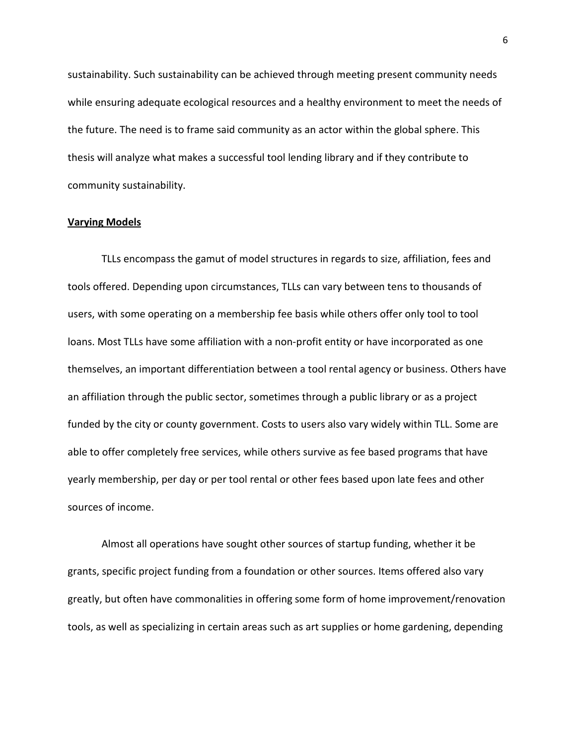sustainability. Such sustainability can be achieved through meeting present community needs while ensuring adequate ecological resources and a healthy environment to meet the needs of the future. The need is to frame said community as an actor within the global sphere. This thesis will analyze what makes a successful tool lending library and if they contribute to community sustainability.

## Varying Models

TLLs encompass the gamut of model structures in regards to size, affiliation, fees and tools offered. Depending upon circumstances, TLLs can vary between tens to thousands of users, with some operating on a membership fee basis while others offer only tool to tool loans. Most TLLs have some affiliation with a non-profit entity or have incorporated as one themselves, an important differentiation between a tool rental agency or business. Others have an affiliation through the public sector, sometimes through a public library or as a project funded by the city or county government. Costs to users also vary widely within TLL. Some are able to offer completely free services, while others survive as fee based programs that have yearly membership, per day or per tool rental or other fees based upon late fees and other sources of income.

Almost all operations have sought other sources of startup funding, whether it be grants, specific project funding from a foundation or other sources. Items offered also vary greatly, but often have commonalities in offering some form of home improvement/renovation tools, as well as specializing in certain areas such as art supplies or home gardening, depending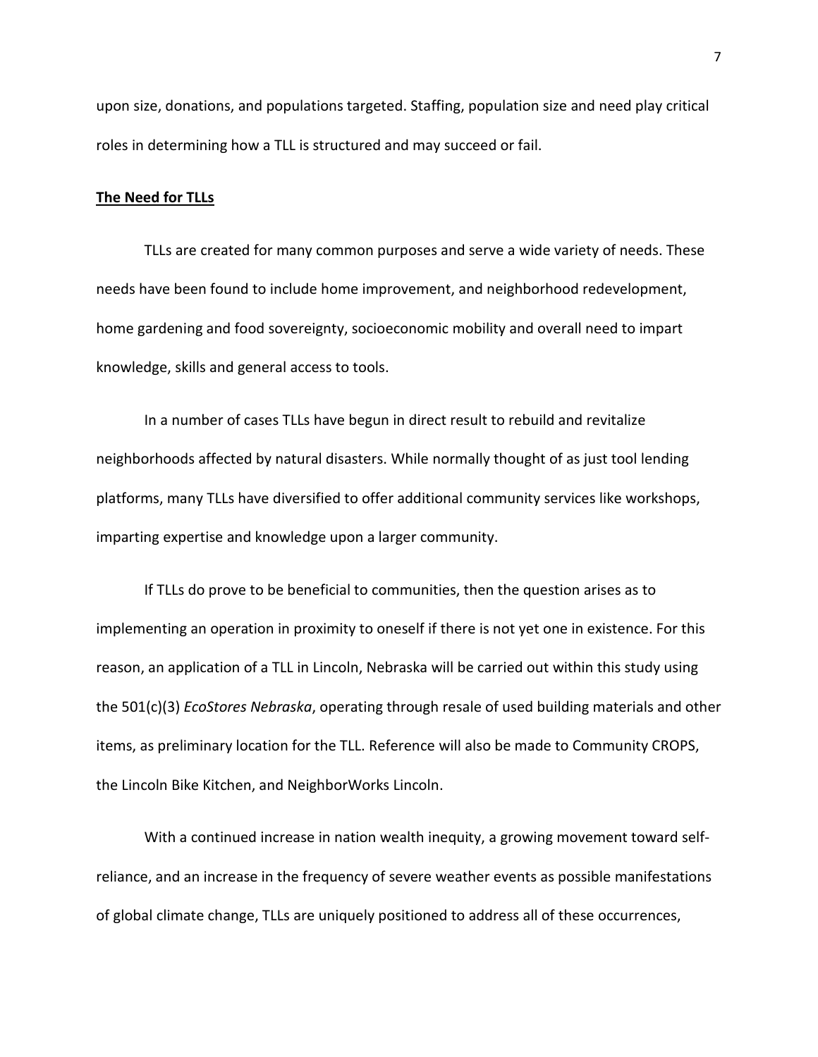upon size, donations, and populations targeted. Staffing, population size and need play critical roles in determining how a TLL is structured and may succeed or fail.

**<u>The Need for TLLs</u>**

TLLs are created for many common purposes and serve a wide variety of needs. These needs have been found to include home improvement, and neighborhood redevelopment, home gardening and food sovereignty, socioeconomic mobility and overall need to impart knowledge, skills and general access to tools.

In a number of cases TLLs have begun in direct result to rebuild and revitalize neighborhoods affected by natural disasters. While normally thought of as just tool lending platforms, many TLLs have diversified to offer additional community services like workshops, imparting expertise and knowledge upon a larger community.

If TLLs do prove to be beneficial to communities, then the question arises as to implementing an operation in proximity to oneself if there is not yet one in existence. For this reason, an application of a TLL in Lincoln, Nebraska will be carried out within this study using the 501(c)(3) *EcoStores Nebraska*, operating through resale of used building materials and other items, as preliminary location for the TLL. Reference will also be made to Community CROPS, the Lincoln Bike Kitchen, and NeighborWorks Lincoln.

With a continued increase in nation wealth inequity, a growing movement toward self-reliance, and an increase in the frequency of severe weather events as possible manifestations of global climate change, TLLs are uniquely positioned to address all of these occurrences,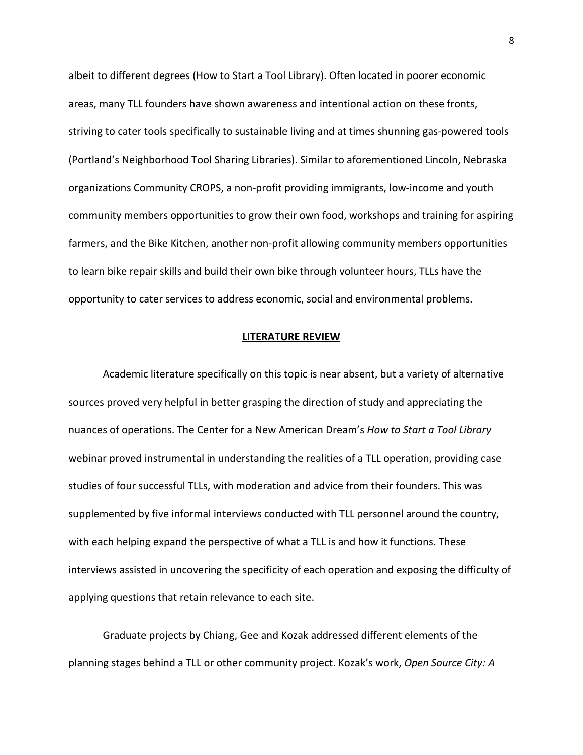albeit to different degrees (How to Start a Tool Library). Often located in poorer economic areas, many TLL founders have shown awareness and intentional action on these fronts, striving to cater tools specifically to sustainable living and at times shunning gas-powered tools (Portland's Neighborhood Tool Sharing Libraries). Similar to aforementioned Lincoln, Nebraska organizations Community CROPS, a non-profit providing immigrants, low-income and youth community members opportunities to grow their own food, workshops and training for aspiring farmers, and the Bike Kitchen, another non-profit allowing community members opportunities to learn bike repair skills and build their own bike through volunteer hours, TLLs have the opportunity to cater services to address economic, social and environmental problems.

## **LITERATURE REVIEW**

Academic literature specifically on this topic is near absent, but a variety of alternative sources proved very helpful in better grasping the direction of study and appreciating the nuances of operations. The Center for a New American Dream's *How to Start a Tool Library* webinar proved instrumental in understanding the realities of a TLL operation, providing case studies of four successful TLLs, with moderation and advice from their founders. This was supplemented by five informal interviews conducted with TLL personnel around the country, with each helping expand the perspective of what a TLL is and how it functions. These interviews assisted in uncovering the specificity of each operation and exposing the difficulty of applying questions that retain relevance to each site.

Graduate projects by Chiang, Gee and Kozak addressed different elements of the planning stages behind a TLL or other community project. Kozak's work, *Open Source City: A*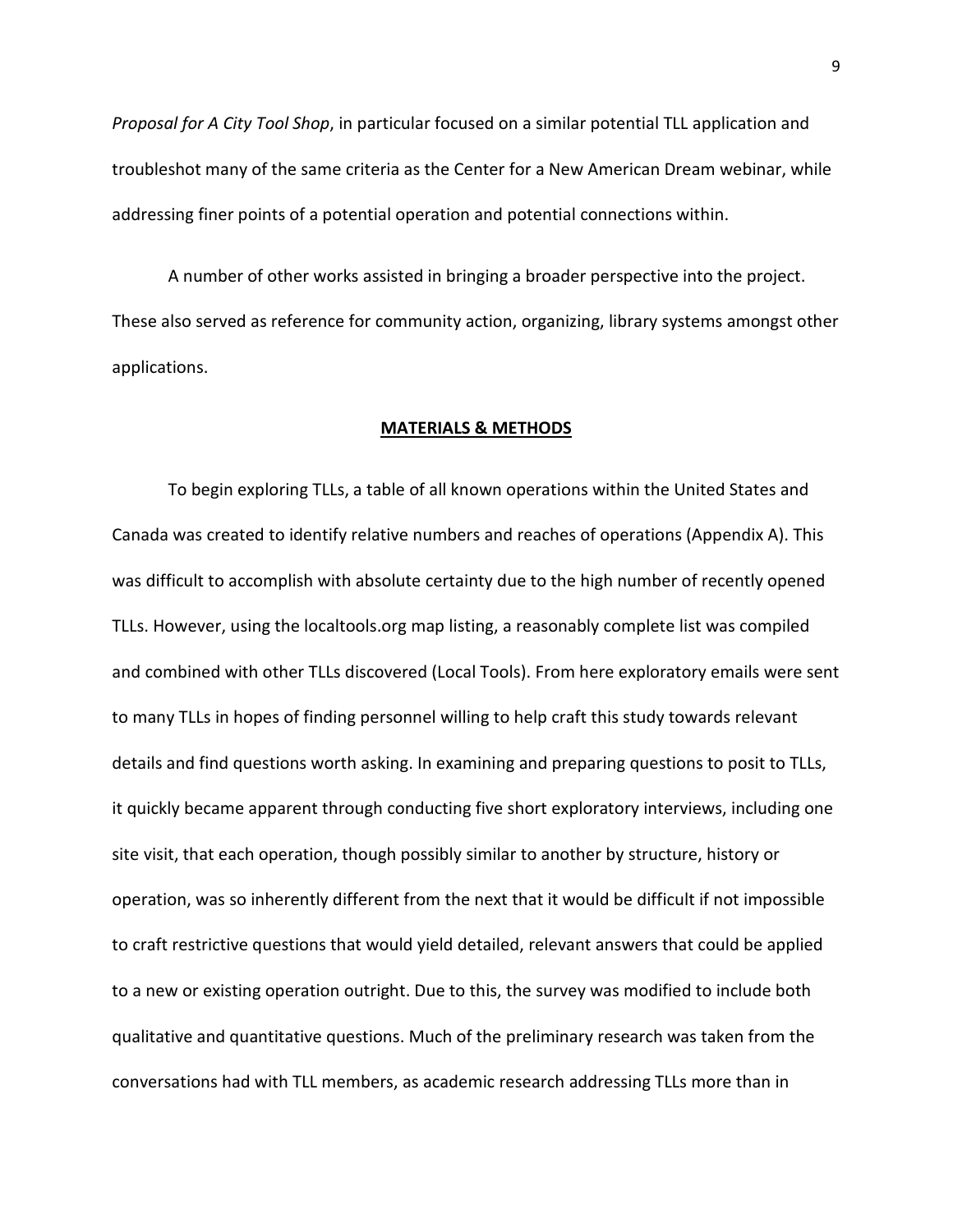*Proposal for A City Tool Shop*, in particular focused on a similar potential TLL application and troubleshot many of the same criteria as the Center for a New American Dream webinar, while addressing finer points of a potential operation and potential connections within.

A number of other works assisted in bringing a broader perspective into the project. These also served as reference for community action, organizing, library systems amongst other applications.

## MATERIALS & METHODS

To begin exploring TLLs, a table of all known operations within the United States and Canada was created to identify relative numbers and reaches of operations (Appendix A). This was difficult to accomplish with absolute certainty due to the high number of recently opened TLLs. However, using the localtools.org map listing, a reasonably complete list was compiled and combined with other TLLs discovered (Local Tools). From here exploratory emails were sent to many TLLs in hopes of finding personnel willing to help craft this study towards relevant details and find questions worth asking. In examining and preparing questions to posit to TLLs, it quickly became apparent through conducting five short exploratory interviews, including one site visit, that each operation, though possibly similar to another by structure, history or operation, was so inherently different from the next that it would be difficult if not impossible to craft restrictive questions that would yield detailed, relevant answers that could be applied to a new or existing operation outright. Due to this, the survey was modified to include both qualitative and quantitative questions. Much of the preliminary research was taken from the conversations had with TLL members, as academic research addressing TLLs more than in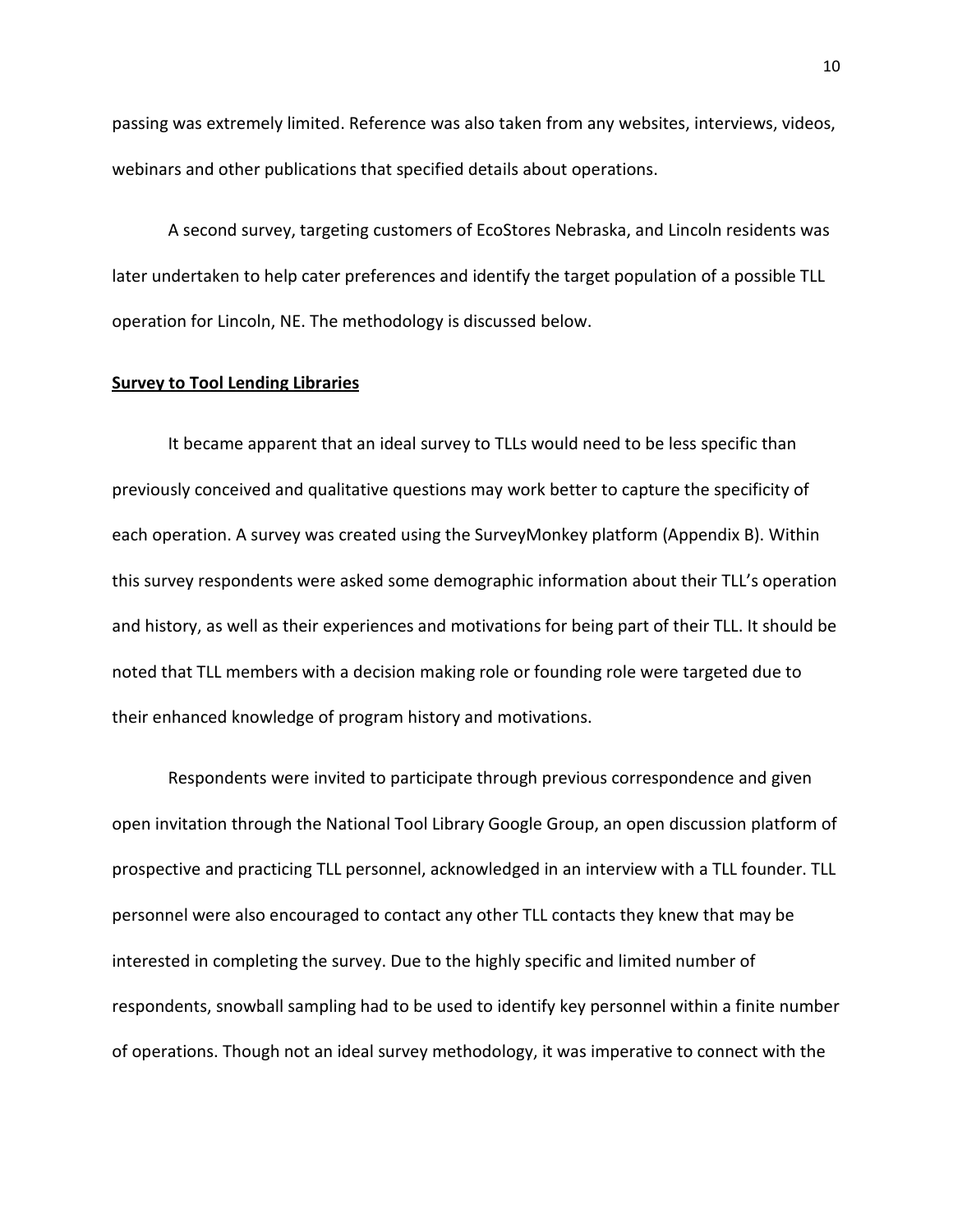passing was extremely limited. Reference was also taken from any websites, interviews, videos, webinars and other publications that specified details about operations.

A second survey, targeting customers of EcoStores Nebraska, and Lincoln residents was later undertaken to help cater preferences and identify the target population of a possible TLL operation for Lincoln, NE. The methodology is discussed below.

**Survey to Tool Lending Libraries**

It became apparent that an ideal survey to TLLs would need to be less specific than previously conceived and qualitative questions may work better to capture the specificity of each operation. A survey was created using the SurveyMonkey platform (Appendix B). Within this survey respondents were asked some demographic information about their TLL's operation and history, as well as their experiences and motivations for being part of their TLL. It should be noted that TLL members with a decision making role or founding role were targeted due to their enhanced knowledge of program history and motivations.

Respondents were invited to participate through previous correspondence and given open invitation through the National Tool Library Google Group, an open discussion platform of prospective and practicing TLL personnel, acknowledged in an interview with a TLL founder. TLL personnel were also encouraged to contact any other TLL contacts they knew that may be interested in completing the survey. Due to the highly specific and limited number of respondents, snowball sampling had to be used to identify key personnel within a finite number of operations. Though not an ideal survey methodology, it was imperative to connect with the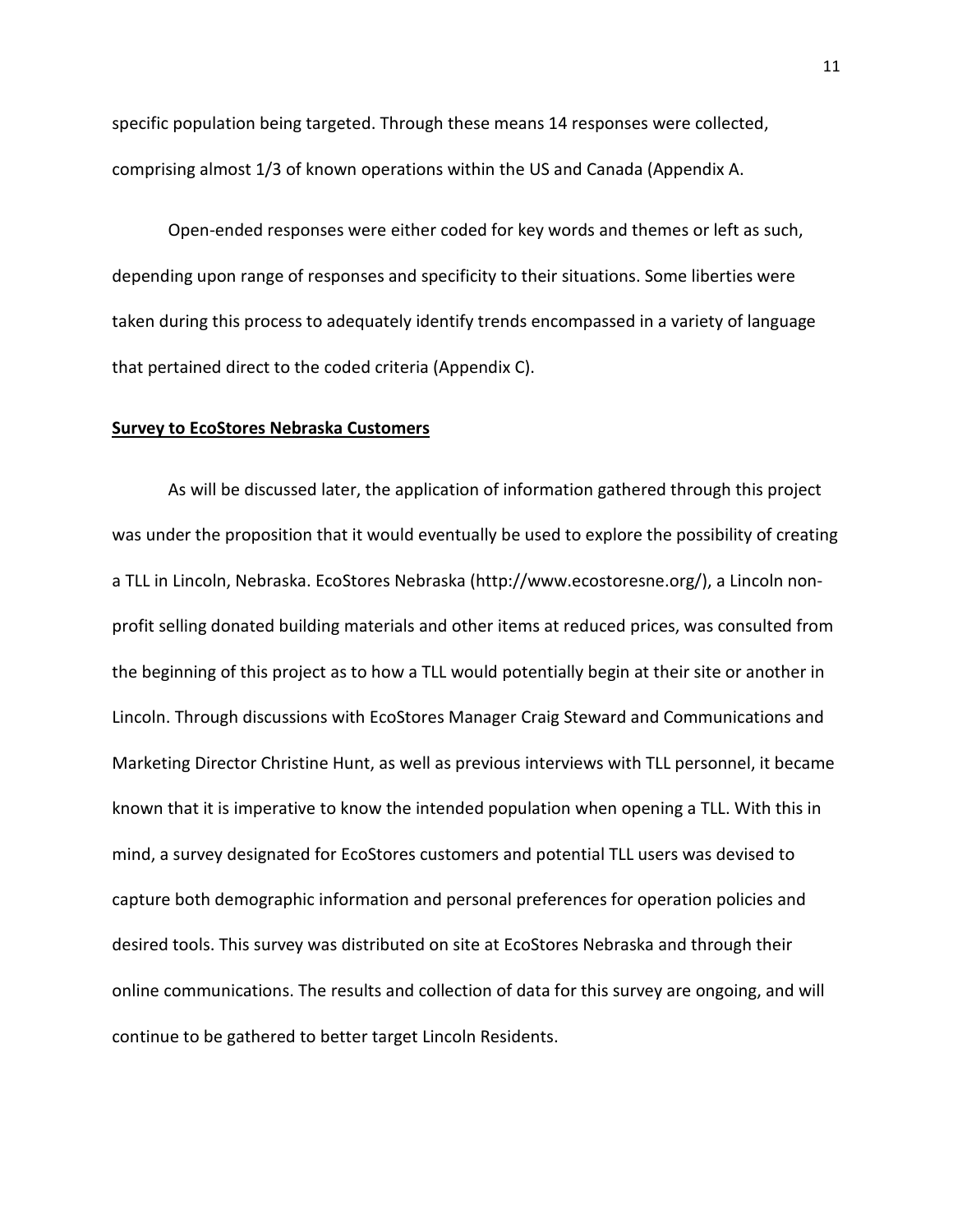specific population being targeted. Through these means 14 responses were collected, comprising almost 1/3 of known operations within the US and Canada (Appendix A.

Open-ended responses were either coded for key words and themes or left as such, depending upon range of responses and specificity to their situations. Some liberties were taken during this process to adequately identify trends encompassed in a variety of language that pertained direct to the coded criteria (Appendix C).

**Survey to EcoStores Nebraska Customers**

As will be discussed later, the application of information gathered through this project was under the proposition that it would eventually be used to explore the possibility of creating a TLL in Lincoln, Nebraska. EcoStores Nebraska (http://www.ecostoresne.org/), a Lincoln non-profit selling donated building materials and other items at reduced prices, was consulted from the beginning of this project as to how a TLL would potentially begin at their site or another in Lincoln. Through discussions with EcoStores Manager Craig Steward and Communications and Marketing Director Christine Hunt, as well as previous interviews with TLL personnel, it became known that it is imperative to know the intended population when opening a TLL. With this in mind, a survey designated for EcoStores customers and potential TLL users was devised to capture both demographic information and personal preferences for operation policies and desired tools. This survey was distributed on site at EcoStores Nebraska and through their online communications. The results and collection of data for this survey are ongoing, and will continue to be gathered to better target Lincoln Residents.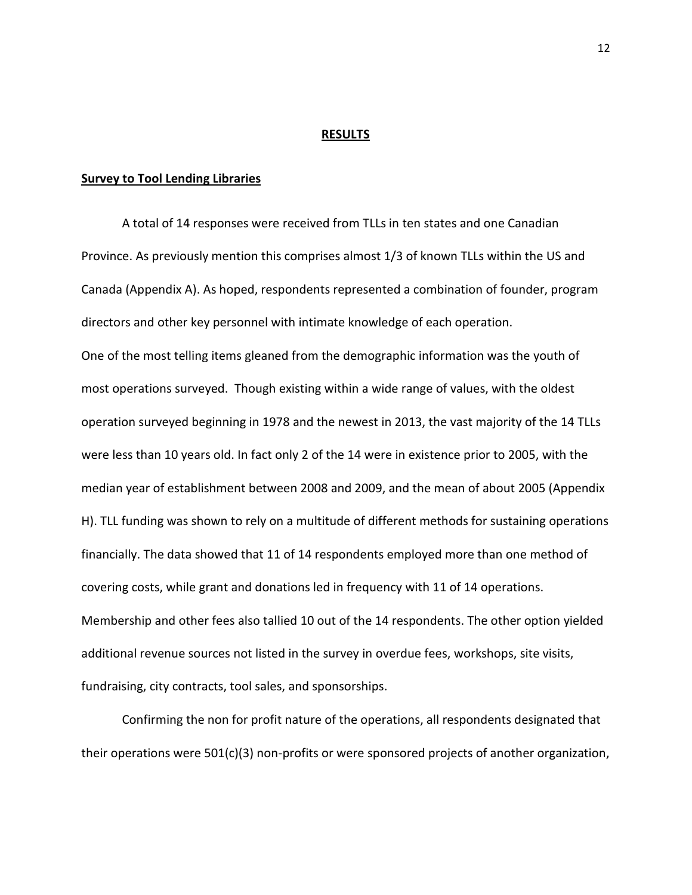## RESULTS

### Survey to Tool Lending Libraries

A total of 14 responses were received from TLLs in ten states and one Canadian Province. As previously mention this comprises almost 1/3 of known TLLs within the US and Canada (Appendix A). As hoped, respondents represented a combination of founder, program directors and other key personnel with intimate knowledge of each operation.

One of the most telling items gleaned from the demographic information was the youth of most operations surveyed. Though existing within a wide range of values, with the oldest operation surveyed beginning in 1978 and the newest in 2013, the vast majority of the 14 TLLs were less than 10 years old. In fact only 2 of the 14 were in existence prior to 2005, with the median year of establishment between 2008 and 2009, and the mean of about 2005 (Appendix H). TLL funding was shown to rely on a multitude of different methods for sustaining operations financially. The data showed that 11 of 14 respondents employed more than one method of covering costs, while grant and donations led in frequency with 11 of 14 operations. Membership and other fees also tallied 10 out of the 14 respondents. The other option yielded additional revenue sources not listed in the survey in overdue fees, workshops, site visits, fundraising, city contracts, tool sales, and sponsorships.

Confirming the non for profit nature of the operations, all respondents designated that their operations were 501(c)(3) non-profits or were sponsored projects of another organization,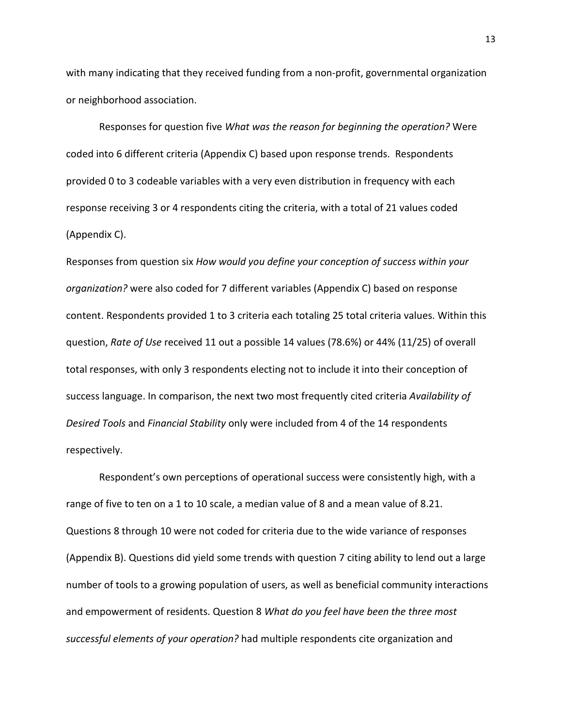with many indicating that they received funding from a non-profit, governmental organization or neighborhood association.

Responses for question five *What was the reason for beginning the operation?* Were coded into 6 different criteria (Appendix C) based upon response trends. Respondents provided 0 to 3 codeable variables with a very even distribution in frequency with each response receiving 3 or 4 respondents citing the criteria, with a total of 21 values coded (Appendix C).

Responses from question six *How would you define your conception of success within your organization?* were also coded for 7 different variables (Appendix C) based on response content. Respondents provided 1 to 3 criteria each totaling 25 total criteria values. Within this question, *Rate of Use* received 11 out a possible 14 values (78.6%) or 44% (11/25) of overall total responses, with only 3 respondents electing not to include it into their conception of success language. In comparison, the next two most frequently cited criteria *Availability of Desired Tools* and *Financial Stability* only were included from 4 of the 14 respondents respectively.

Respondent's own perceptions of operational success were consistently high, with a range of five to ten on a 1 to 10 scale, a median value of 8 and a mean value of 8.21. Questions 8 through 10 were not coded for criteria due to the wide variance of responses (Appendix B). Questions did yield some trends with question 7 citing ability to lend out a large number of tools to a growing population of users, as well as beneficial community interactions and empowerment of residents. Question 8 *What do you feel have been the three most successful elements of your operation?* had multiple respondents cite organization and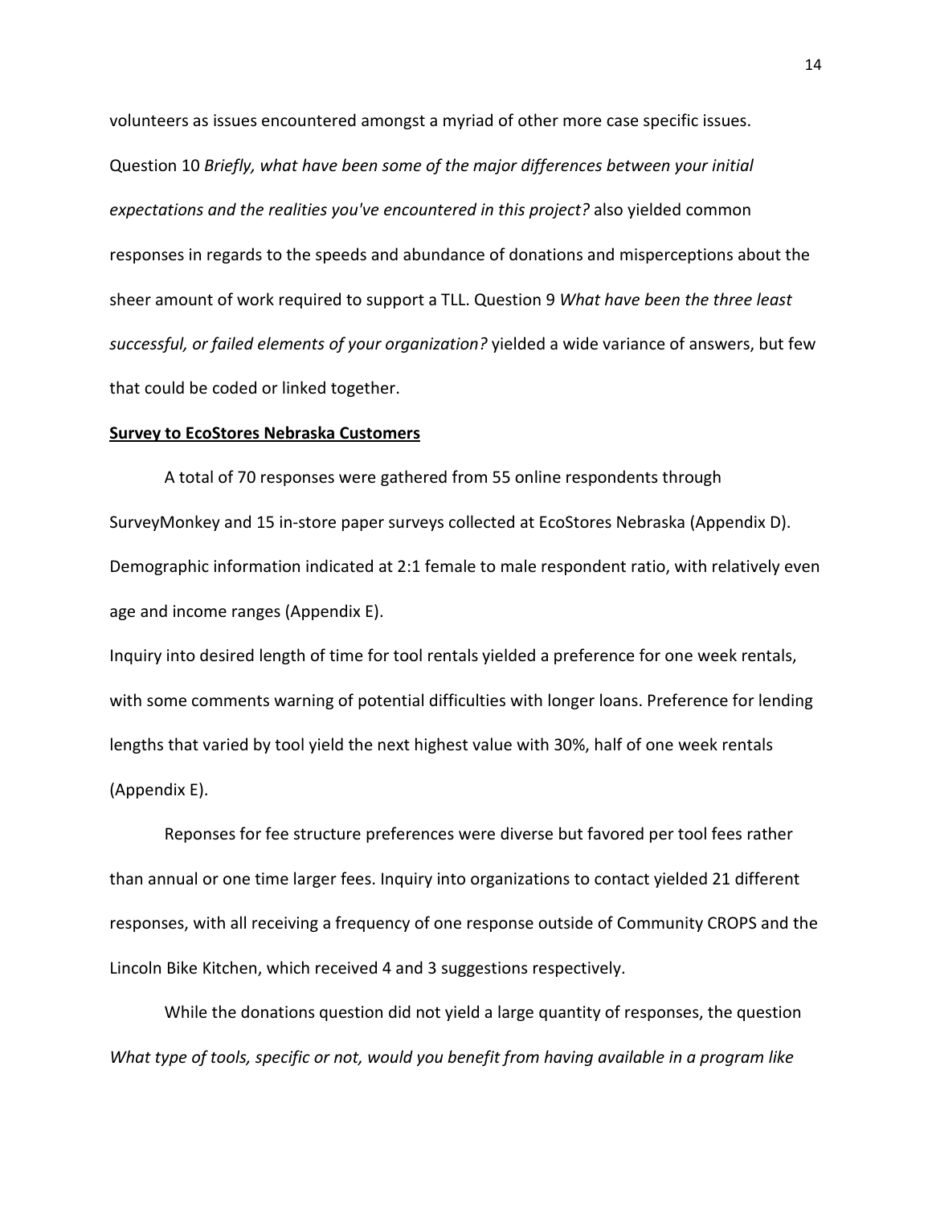volunteers as issues encountered amongst a myriad of other more case specific issues. Question 10 *Briefly, what have been some of the major differences between your initial expectations and the realities you've encountered in this project?* also yielded common responses in regards to the speeds and abundance of donations and misperceptions about the sheer amount of work required to support a TLL. Question 9 *What have been the three least successful, or failed elements of your organization?* yielded a wide variance of answers, but few that could be coded or linked together.

**Survey to EcoStores Nebraska Customers**

A total of 70 responses were gathered from 55 online respondents through SurveyMonkey and 15 in-store paper surveys collected at EcoStores Nebraska (Appendix D). Demographic information indicated at 2:1 female to male respondent ratio, with relatively even age and income ranges (Appendix E).

Inquiry into desired length of time for tool rentals yielded a preference for one week rentals, with some comments warning of potential difficulties with longer loans. Preference for lending lengths that varied by tool yield the next highest value with 30%, half of one week rentals (Appendix E).

Reponses for fee structure preferences were diverse but favored per tool fees rather than annual or one time larger fees. Inquiry into organizations to contact yielded 21 different responses, with all receiving a frequency of one response outside of Community CROPS and the Lincoln Bike Kitchen, which received 4 and 3 suggestions respectively.

While the donations question did not yield a large quantity of responses, the question *What type of tools, specific or not, would you benefit from having available in a program like*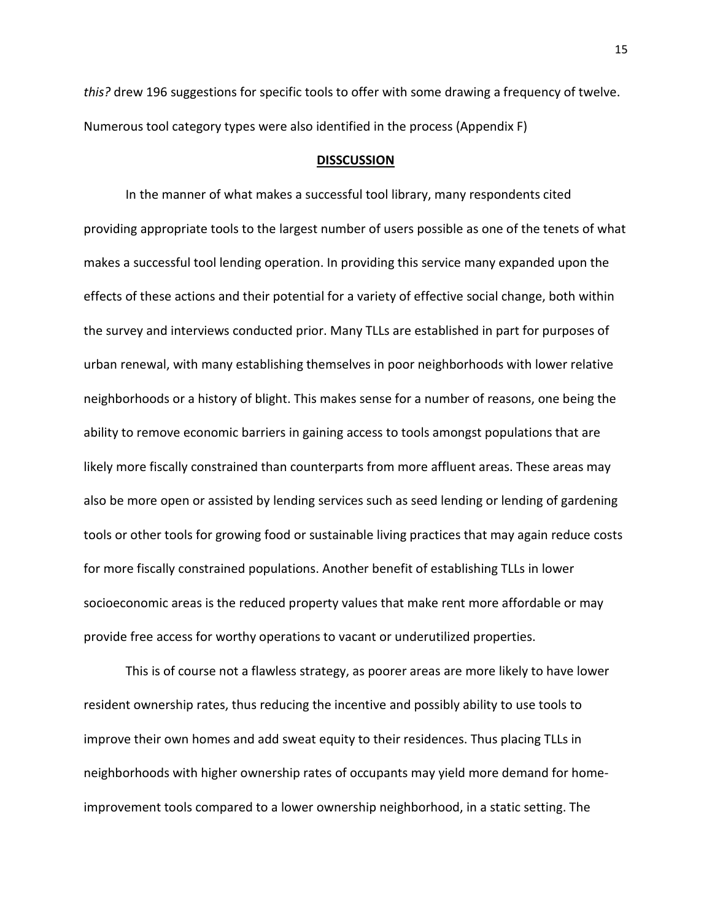*this?* drew 196 suggestions for specific tools to offer with some drawing a frequency of twelve. Numerous tool category types were also identified in the process (Appendix F)

## DISSCUSSION

In the manner of what makes a successful tool library, many respondents cited providing appropriate tools to the largest number of users possible as one of the tenets of what makes a successful tool lending operation. In providing this service many expanded upon the effects of these actions and their potential for a variety of effective social change, both within the survey and interviews conducted prior. Many TLLs are established in part for purposes of urban renewal, with many establishing themselves in poor neighborhoods with lower relative neighborhoods or a history of blight. This makes sense for a number of reasons, one being the ability to remove economic barriers in gaining access to tools amongst populations that are likely more fiscally constrained than counterparts from more affluent areas. These areas may also be more open or assisted by lending services such as seed lending or lending of gardening tools or other tools for growing food or sustainable living practices that may again reduce costs for more fiscally constrained populations. Another benefit of establishing TLLs in lower socioeconomic areas is the reduced property values that make rent more affordable or may provide free access for worthy operations to vacant or underutilized properties.

This is of course not a flawless strategy, as poorer areas are more likely to have lower resident ownership rates, thus reducing the incentive and possibly ability to use tools to improve their own homes and add sweat equity to their residences. Thus placing TLLs in neighborhoods with higher ownership rates of occupants may yield more demand for home-improvement tools compared to a lower ownership neighborhood, in a static setting. The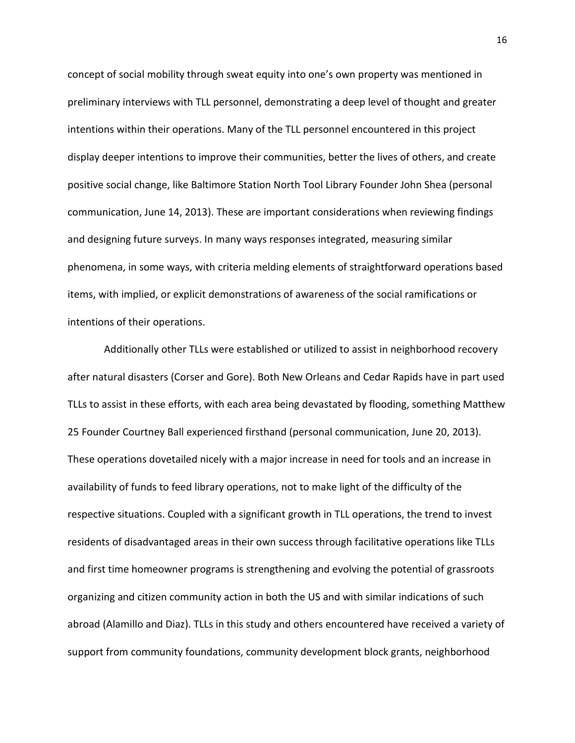concept of social mobility through sweat equity into one's own property was mentioned in preliminary interviews with TLL personnel, demonstrating a deep level of thought and greater intentions within their operations. Many of the TLL personnel encountered in this project display deeper intentions to improve their communities, better the lives of others, and create positive social change, like Baltimore Station North Tool Library Founder John Shea (personal communication, June 14, 2013). These are important considerations when reviewing findings and designing future surveys. In many ways responses integrated, measuring similar phenomena, in some ways, with criteria melding elements of straightforward operations based items, with implied, or explicit demonstrations of awareness of the social ramifications or intentions of their operations.

Additionally other TLLs were established or utilized to assist in neighborhood recovery after natural disasters (Corser and Gore). Both New Orleans and Cedar Rapids have in part used TLLs to assist in these efforts, with each area being devastated by flooding, something Matthew 25 Founder Courtney Ball experienced firsthand (personal communication, June 20, 2013). These operations dovetailed nicely with a major increase in need for tools and an increase in availability of funds to feed library operations, not to make light of the difficulty of the respective situations. Coupled with a significant growth in TLL operations, the trend to invest residents of disadvantaged areas in their own success through facilitative operations like TLLs and first time homeowner programs is strengthening and evolving the potential of grassroots organizing and citizen community action in both the US and with similar indications of such abroad (Alamillo and Diaz). TLLs in this study and others encountered have received a variety of support from community foundations, community development block grants, neighborhood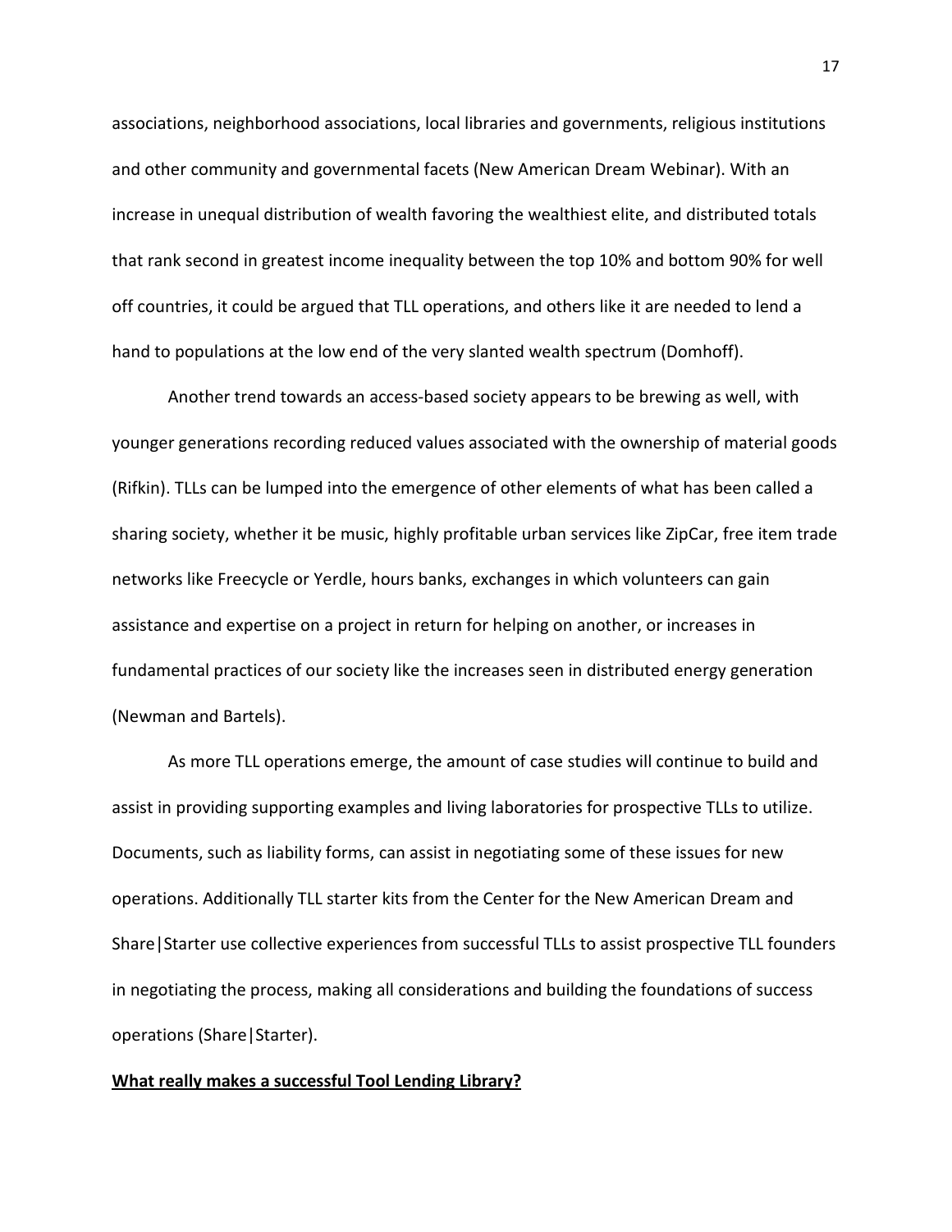associations, neighborhood associations, local libraries and governments, religious institutions and other community and governmental facets (New American Dream Webinar). With an increase in unequal distribution of wealth favoring the wealthiest elite, and distributed totals that rank second in greatest income inequality between the top 10% and bottom 90% for well off countries, it could be argued that TLL operations, and others like it are needed to lend a hand to populations at the low end of the very slanted wealth spectrum (Domhoff).

Another trend towards an access-based society appears to be brewing as well, with younger generations recording reduced values associated with the ownership of material goods (Rifkin). TLLs can be lumped into the emergence of other elements of what has been called a sharing society, whether it be music, highly profitable urban services like ZipCar, free item trade networks like Freecycle or Yerdle, hours banks, exchanges in which volunteers can gain assistance and expertise on a project in return for helping on another, or increases in fundamental practices of our society like the increases seen in distributed energy generation (Newman and Bartels).

As more TLL operations emerge, the amount of case studies will continue to build and assist in providing supporting examples and living laboratories for prospective TLLs to utilize. Documents, such as liability forms, can assist in negotiating some of these issues for new operations. Additionally TLL starter kits from the Center for the New American Dream and Share|Starter use collective experiences from successful TLLs to assist prospective TLL founders in negotiating the process, making all considerations and building the foundations of success operations (Share|Starter).

**<u>What really makes a successful Tool Lending Library?</u>**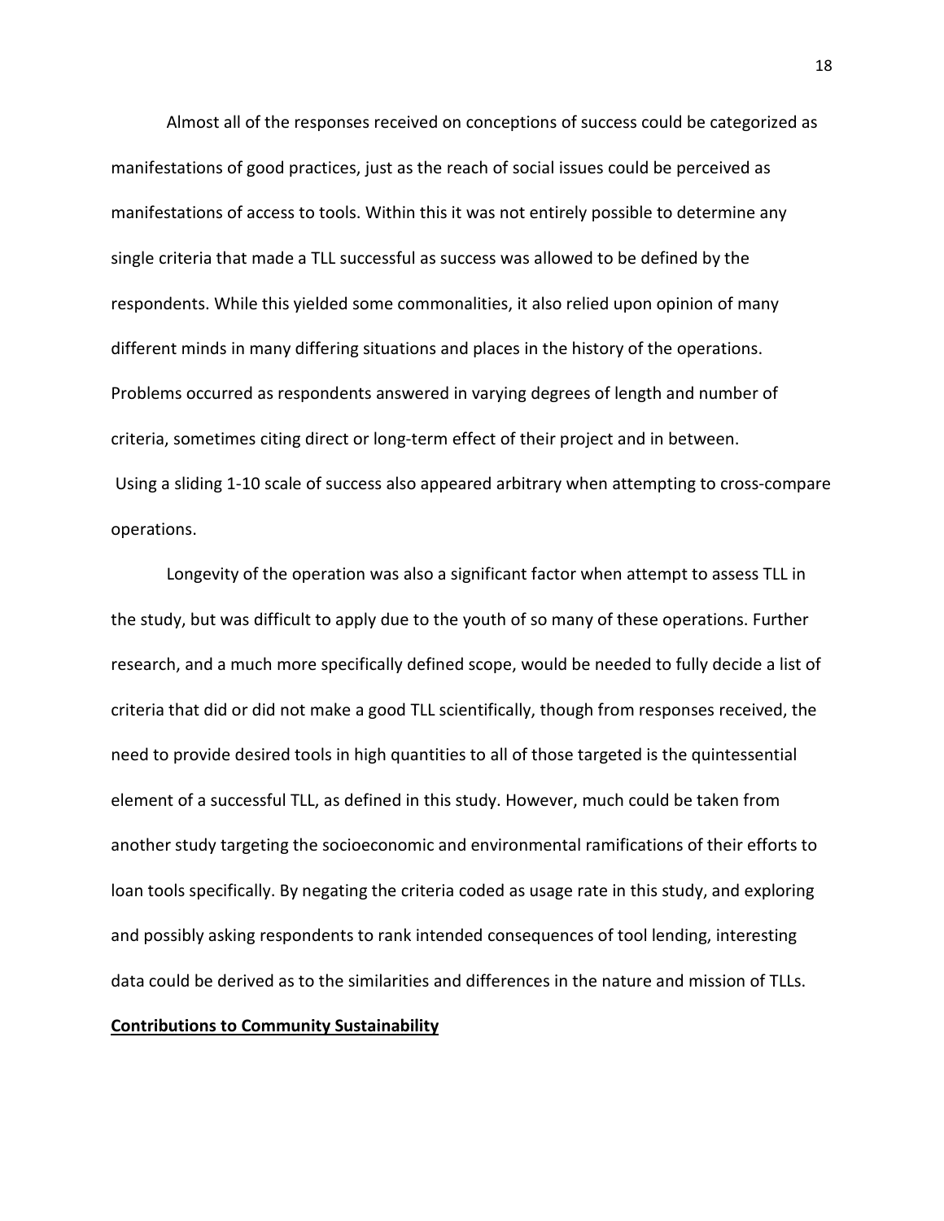Almost all of the responses received on conceptions of success could be categorized as manifestations of good practices, just as the reach of social issues could be perceived as manifestations of access to tools. Within this it was not entirely possible to determine any single criteria that made a TLL successful as success was allowed to be defined by the respondents. While this yielded some commonalities, it also relied upon opinion of many different minds in many differing situations and places in the history of the operations. Problems occurred as respondents answered in varying degrees of length and number of criteria, sometimes citing direct or long-term effect of their project and in between. Using a sliding 1-10 scale of success also appeared arbitrary when attempting to cross-compare operations.

Longevity of the operation was also a significant factor when attempt to assess TLL in the study, but was difficult to apply due to the youth of so many of these operations. Further research, and a much more specifically defined scope, would be needed to fully decide a list of criteria that did or did not make a good TLL scientifically, though from responses received, the need to provide desired tools in high quantities to all of those targeted is the quintessential element of a successful TLL, as defined in this study. However, much could be taken from another study targeting the socioeconomic and environmental ramifications of their efforts to loan tools specifically. By negating the criteria coded as usage rate in this study, and exploring and possibly asking respondents to rank intended consequences of tool lending, interesting data could be derived as to the similarities and differences in the nature and mission of TLLs.

**Contributions to Community Sustainability**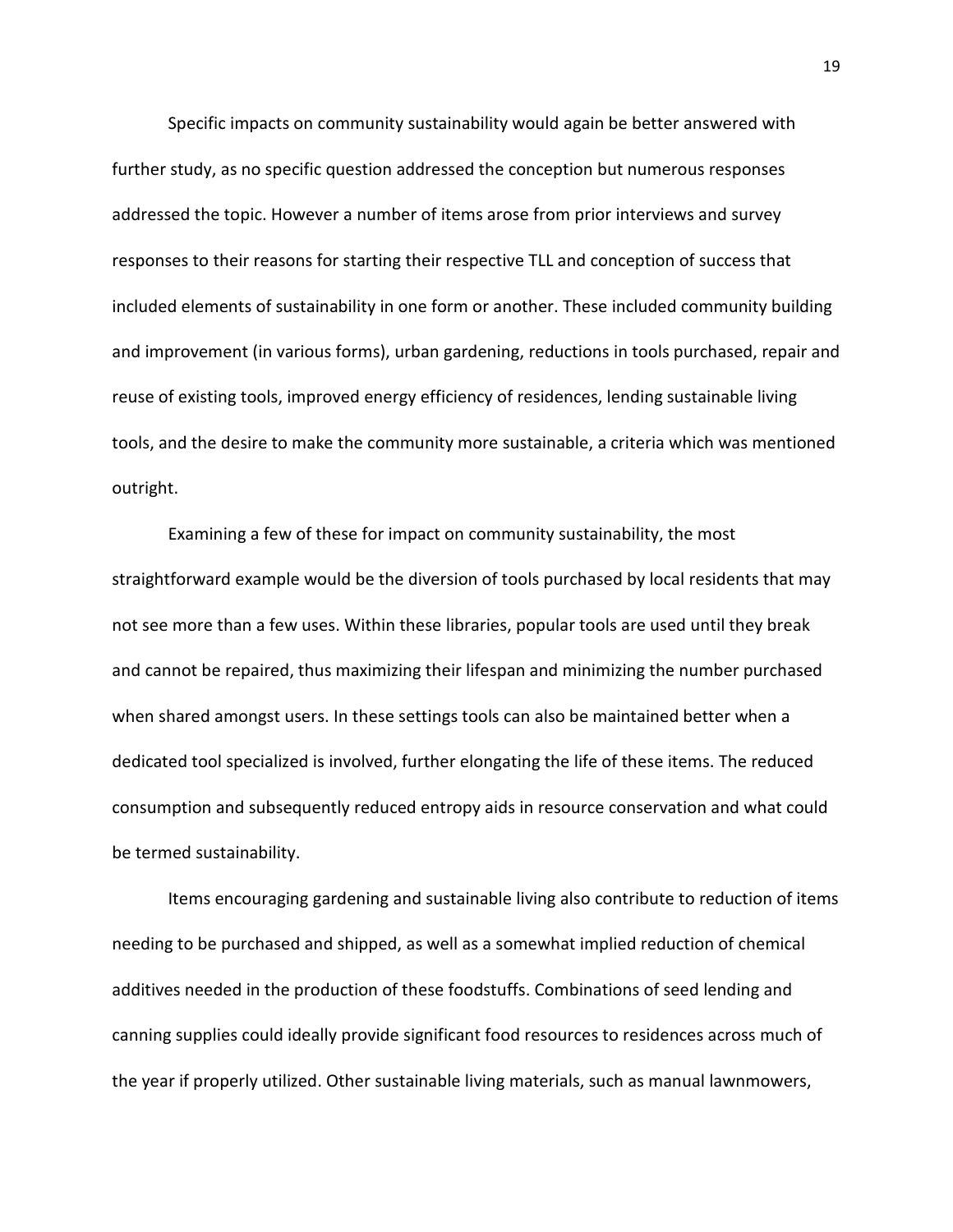Specific impacts on community sustainability would again be better answered with further study, as no specific question addressed the conception but numerous responses addressed the topic. However a number of items arose from prior interviews and survey responses to their reasons for starting their respective TLL and conception of success that included elements of sustainability in one form or another. These included community building and improvement (in various forms), urban gardening, reductions in tools purchased, repair and reuse of existing tools, improved energy efficiency of residences, lending sustainable living tools, and the desire to make the community more sustainable, a criteria which was mentioned outright.

Examining a few of these for impact on community sustainability, the most straightforward example would be the diversion of tools purchased by local residents that may not see more than a few uses. Within these libraries, popular tools are used until they break and cannot be repaired, thus maximizing their lifespan and minimizing the number purchased when shared amongst users. In these settings tools can also be maintained better when a dedicated tool specialized is involved, further elongating the life of these items. The reduced consumption and subsequently reduced entropy aids in resource conservation and what could be termed sustainability.

Items encouraging gardening and sustainable living also contribute to reduction of items needing to be purchased and shipped, as well as a somewhat implied reduction of chemical additives needed in the production of these foodstuffs. Combinations of seed lending and canning supplies could ideally provide significant food resources to residences across much of the year if properly utilized. Other sustainable living materials, such as manual lawnmowers,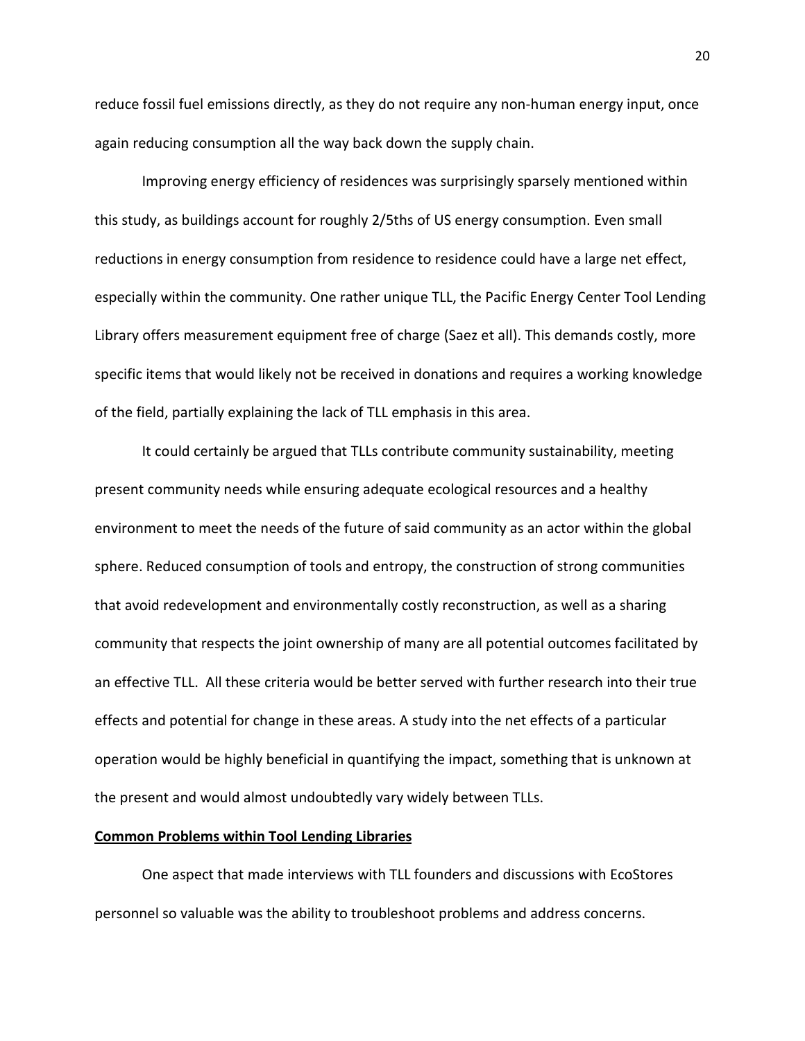reduce fossil fuel emissions directly, as they do not require any non-human energy input, once again reducing consumption all the way back down the supply chain.

Improving energy efficiency of residences was surprisingly sparsely mentioned within this study, as buildings account for roughly 2/5ths of US energy consumption. Even small reductions in energy consumption from residence to residence could have a large net effect, especially within the community. One rather unique TLL, the Pacific Energy Center Tool Lending Library offers measurement equipment free of charge (Saez et all). This demands costly, more specific items that would likely not be received in donations and requires a working knowledge of the field, partially explaining the lack of TLL emphasis in this area.

It could certainly be argued that TLLs contribute community sustainability, meeting present community needs while ensuring adequate ecological resources and a healthy environment to meet the needs of the future of said community as an actor within the global sphere. Reduced consumption of tools and entropy, the construction of strong communities that avoid redevelopment and environmentally costly reconstruction, as well as a sharing community that respects the joint ownership of many are all potential outcomes facilitated by an effective TLL. All these criteria would be better served with further research into their true effects and potential for change in these areas. A study into the net effects of a particular operation would be highly beneficial in quantifying the impact, something that is unknown at the present and would almost undoubtedly vary widely between TLLs.

**Common Problems within Tool Lending Libraries**

One aspect that made interviews with TLL founders and discussions with EcoStores personnel so valuable was the ability to troubleshoot problems and address concerns.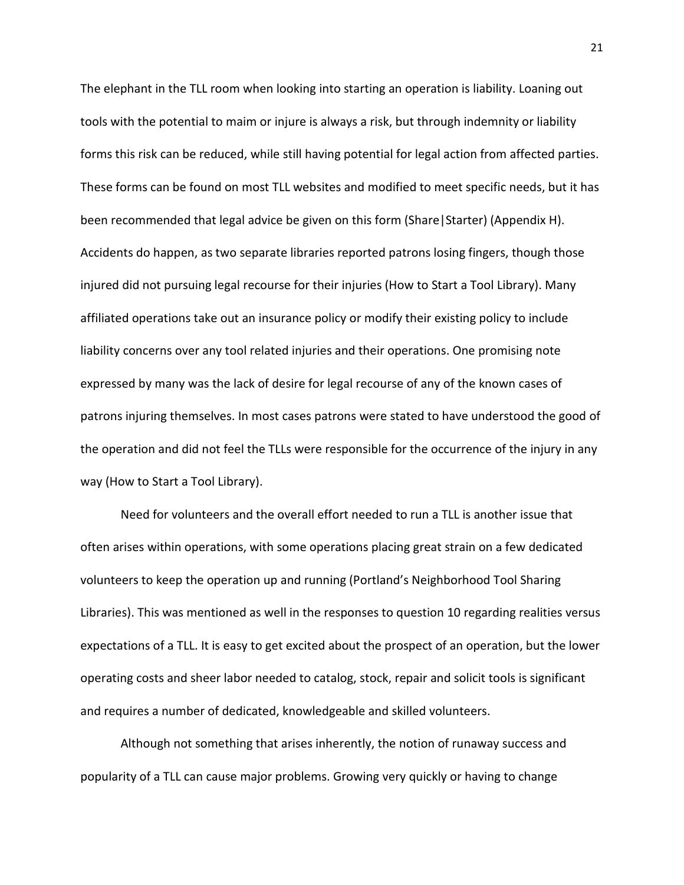The elephant in the TLL room when looking into starting an operation is liability. Loaning out tools with the potential to maim or injure is always a risk, but through indemnity or liability forms this risk can be reduced, while still having potential for legal action from affected parties. These forms can be found on most TLL websites and modified to meet specific needs, but it has been recommended that legal advice be given on this form (Share|Starter) (Appendix H). Accidents do happen, as two separate libraries reported patrons losing fingers, though those injured did not pursuing legal recourse for their injuries (How to Start a Tool Library). Many affiliated operations take out an insurance policy or modify their existing policy to include liability concerns over any tool related injuries and their operations. One promising note expressed by many was the lack of desire for legal recourse of any of the known cases of patrons injuring themselves. In most cases patrons were stated to have understood the good of the operation and did not feel the TLLs were responsible for the occurrence of the injury in any way (How to Start a Tool Library).

Need for volunteers and the overall effort needed to run a TLL is another issue that often arises within operations, with some operations placing great strain on a few dedicated volunteers to keep the operation up and running (Portland's Neighborhood Tool Sharing Libraries). This was mentioned as well in the responses to question 10 regarding realities versus expectations of a TLL. It is easy to get excited about the prospect of an operation, but the lower operating costs and sheer labor needed to catalog, stock, repair and solicit tools is significant and requires a number of dedicated, knowledgeable and skilled volunteers.

Although not something that arises inherently, the notion of runaway success and popularity of a TLL can cause major problems. Growing very quickly or having to change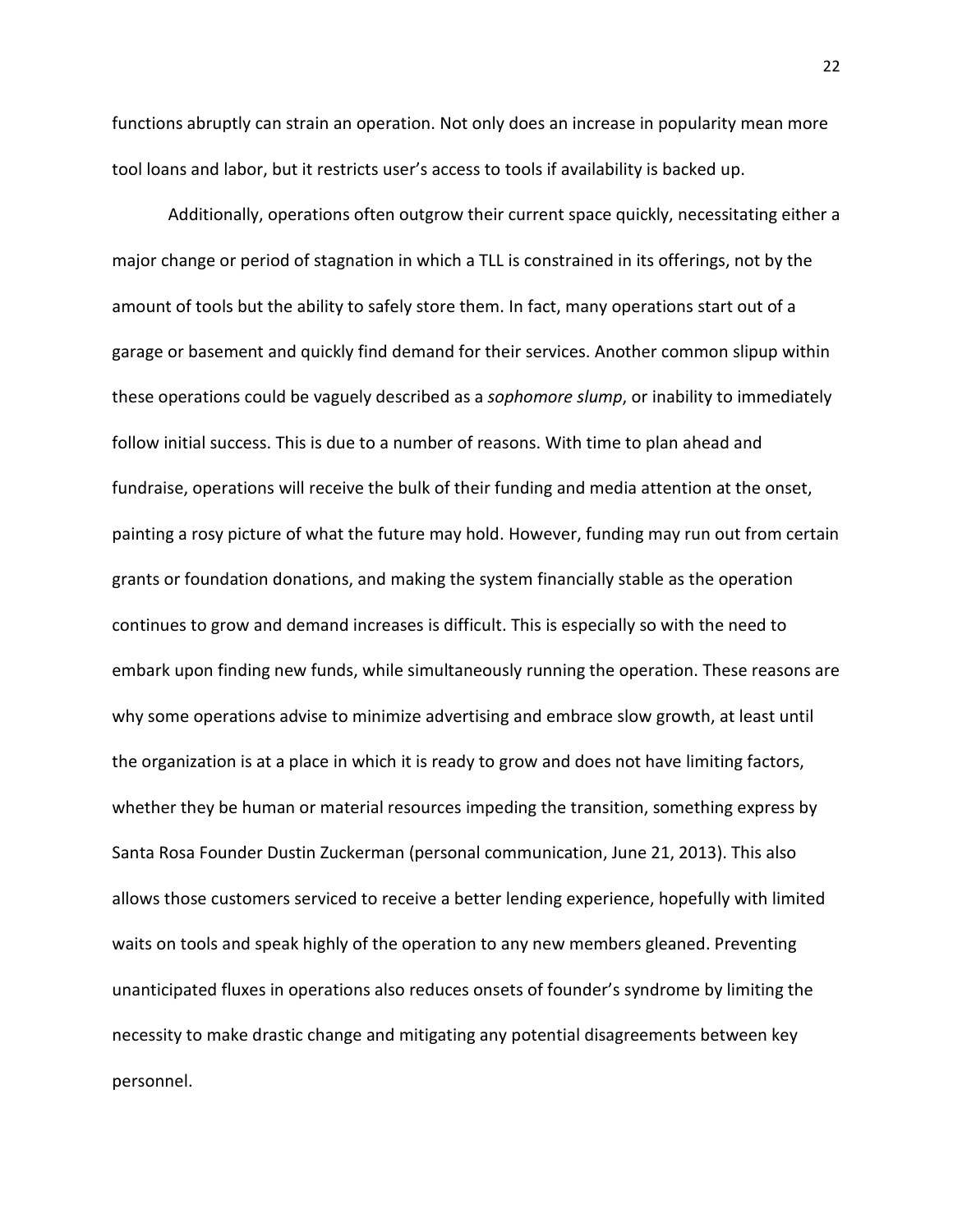functions abruptly can strain an operation. Not only does an increase in popularity mean more tool loans and labor, but it restricts user's access to tools if availability is backed up.

Additionally, operations often outgrow their current space quickly, necessitating either a major change or period of stagnation in which a TLL is constrained in its offerings, not by the amount of tools but the ability to safely store them. In fact, many operations start out of a garage or basement and quickly find demand for their services. Another common slipup within these operations could be vaguely described as a *sophomore slump*, or inability to immediately follow initial success. This is due to a number of reasons. With time to plan ahead and fundraise, operations will receive the bulk of their funding and media attention at the onset, painting a rosy picture of what the future may hold. However, funding may run out from certain grants or foundation donations, and making the system financially stable as the operation continues to grow and demand increases is difficult. This is especially so with the need to embark upon finding new funds, while simultaneously running the operation. These reasons are why some operations advise to minimize advertising and embrace slow growth, at least until the organization is at a place in which it is ready to grow and does not have limiting factors, whether they be human or material resources impeding the transition, something express by Santa Rosa Founder Dustin Zuckerman (personal communication, June 21, 2013). This also allows those customers serviced to receive a better lending experience, hopefully with limited waits on tools and speak highly of the operation to any new members gleaned. Preventing unanticipated fluxes in operations also reduces onsets of founder's syndrome by limiting the necessity to make drastic change and mitigating any potential disagreements between key personnel.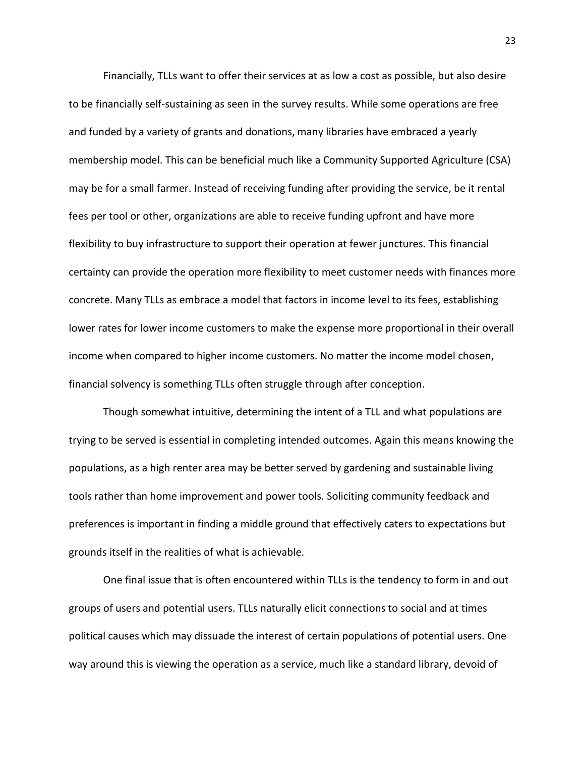Financially, TLLs want to offer their services at as low a cost as possible, but also desire to be financially self-sustaining as seen in the survey results. While some operations are free and funded by a variety of grants and donations, many libraries have embraced a yearly membership model. This can be beneficial much like a Community Supported Agriculture (CSA) may be for a small farmer. Instead of receiving funding after providing the service, be it rental fees per tool or other, organizations are able to receive funding upfront and have more flexibility to buy infrastructure to support their operation at fewer junctures. This financial certainty can provide the operation more flexibility to meet customer needs with finances more concrete. Many TLLs as embrace a model that factors in income level to its fees, establishing lower rates for lower income customers to make the expense more proportional in their overall income when compared to higher income customers. No matter the income model chosen, financial solvency is something TLLs often struggle through after conception.

Though somewhat intuitive, determining the intent of a TLL and what populations are trying to be served is essential in completing intended outcomes. Again this means knowing the populations, as a high renter area may be better served by gardening and sustainable living tools rather than home improvement and power tools. Soliciting community feedback and preferences is important in finding a middle ground that effectively caters to expectations but grounds itself in the realities of what is achievable.

One final issue that is often encountered within TLLs is the tendency to form in and out groups of users and potential users. TLLs naturally elicit connections to social and at times political causes which may dissuade the interest of certain populations of potential users. One way around this is viewing the operation as a service, much like a standard library, devoid of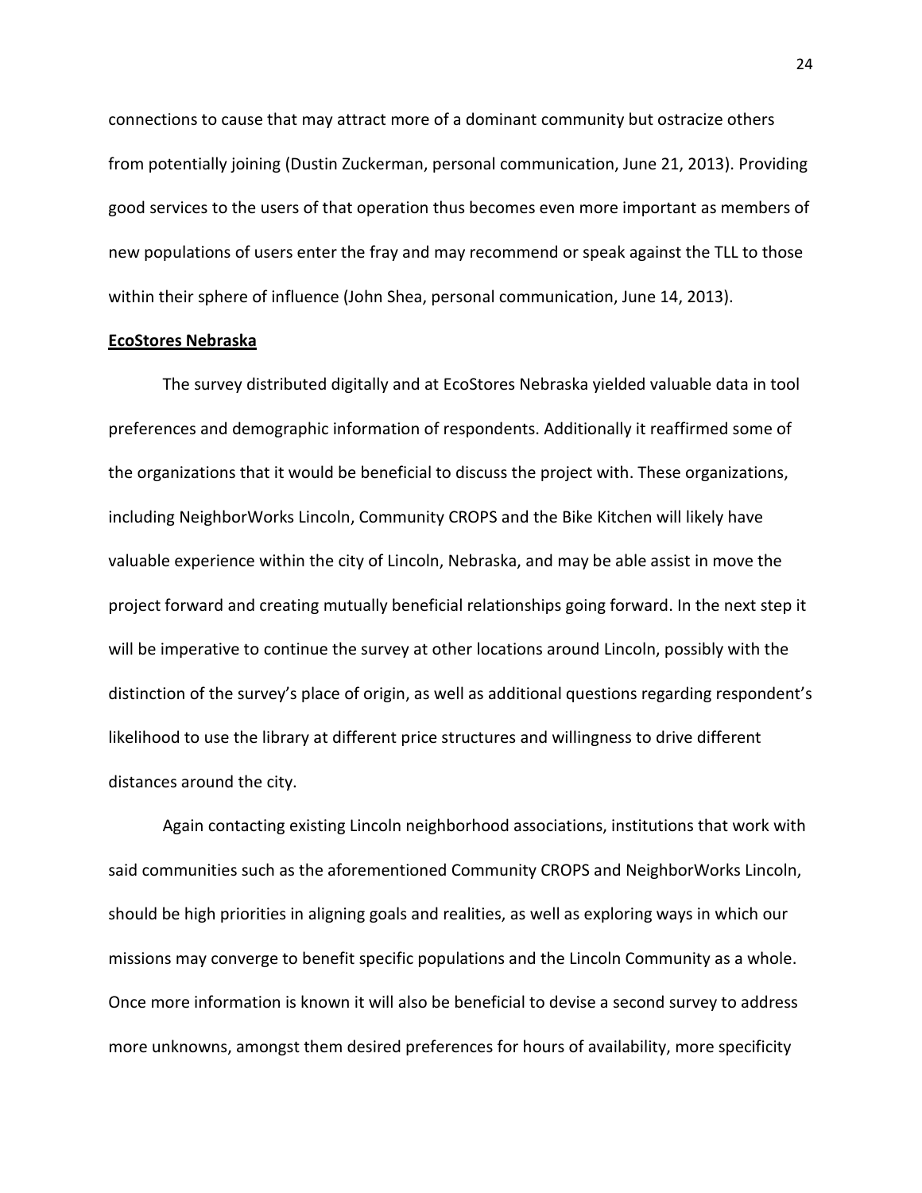connections to cause that may attract more of a dominant community but ostracize others from potentially joining (Dustin Zuckerman, personal communication, June 21, 2013). Providing good services to the users of that operation thus becomes even more important as members of new populations of users enter the fray and may recommend or speak against the TLL to those within their sphere of influence (John Shea, personal communication, June 14, 2013).

**EcoStores Nebraska**

The survey distributed digitally and at EcoStores Nebraska yielded valuable data in tool preferences and demographic information of respondents. Additionally it reaffirmed some of the organizations that it would be beneficial to discuss the project with. These organizations, including NeighborWorks Lincoln, Community CROPS and the Bike Kitchen will likely have valuable experience within the city of Lincoln, Nebraska, and may be able assist in move the project forward and creating mutually beneficial relationships going forward. In the next step it will be imperative to continue the survey at other locations around Lincoln, possibly with the distinction of the survey's place of origin, as well as additional questions regarding respondent's likelihood to use the library at different price structures and willingness to drive different distances around the city.

Again contacting existing Lincoln neighborhood associations, institutions that work with said communities such as the aforementioned Community CROPS and NeighborWorks Lincoln, should be high priorities in aligning goals and realities, as well as exploring ways in which our missions may converge to benefit specific populations and the Lincoln Community as a whole. Once more information is known it will also be beneficial to devise a second survey to address more unknowns, amongst them desired preferences for hours of availability, more specificity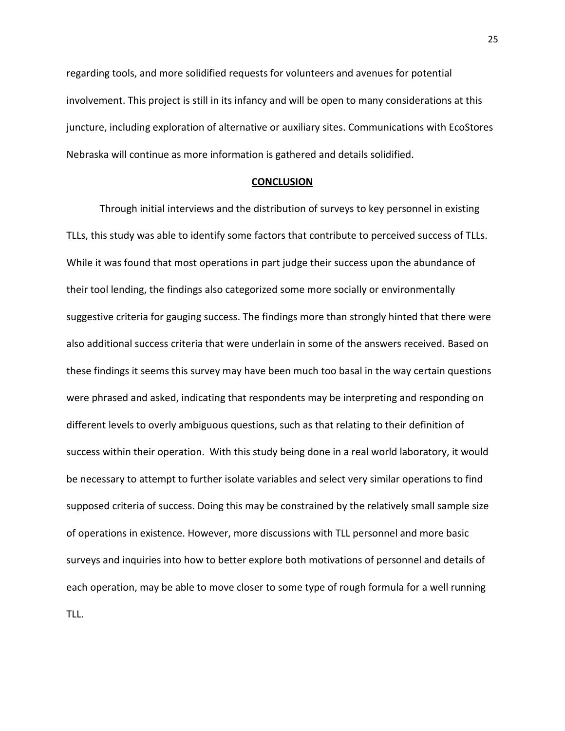regarding tools, and more solidified requests for volunteers and avenues for potential involvement. This project is still in its infancy and will be open to many considerations at this juncture, including exploration of alternative or auxiliary sites. Communications with EcoStores Nebraska will continue as more information is gathered and details solidified.

## CONCLUSION

Through initial interviews and the distribution of surveys to key personnel in existing TLLs, this study was able to identify some factors that contribute to perceived success of TLLs. While it was found that most operations in part judge their success upon the abundance of their tool lending, the findings also categorized some more socially or environmentally suggestive criteria for gauging success. The findings more than strongly hinted that there were also additional success criteria that were underlain in some of the answers received. Based on these findings it seems this survey may have been much too basal in the way certain questions were phrased and asked, indicating that respondents may be interpreting and responding on different levels to overly ambiguous questions, such as that relating to their definition of success within their operation. With this study being done in a real world laboratory, it would be necessary to attempt to further isolate variables and select very similar operations to find supposed criteria of success. Doing this may be constrained by the relatively small sample size of operations in existence. However, more discussions with TLL personnel and more basic surveys and inquiries into how to better explore both motivations of personnel and details of each operation, may be able to move closer to some type of rough formula for a well running TLL.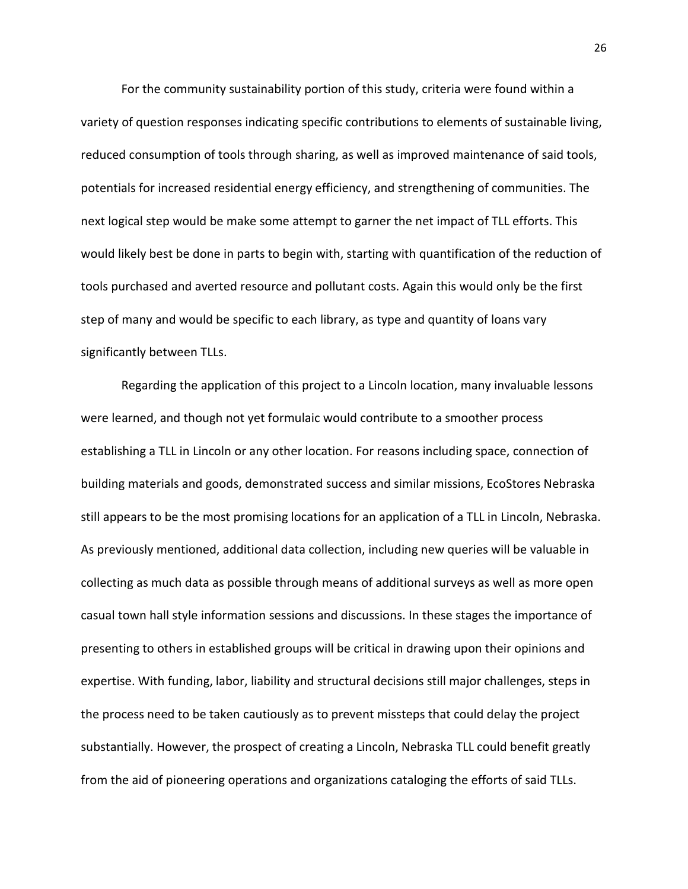For the community sustainability portion of this study, criteria were found within a variety of question responses indicating specific contributions to elements of sustainable living, reduced consumption of tools through sharing, as well as improved maintenance of said tools, potentials for increased residential energy efficiency, and strengthening of communities. The next logical step would be make some attempt to garner the net impact of TLL efforts. This would likely best be done in parts to begin with, starting with quantification of the reduction of tools purchased and averted resource and pollutant costs. Again this would only be the first step of many and would be specific to each library, as type and quantity of loans vary significantly between TLLs.

Regarding the application of this project to a Lincoln location, many invaluable lessons were learned, and though not yet formulaic would contribute to a smoother process establishing a TLL in Lincoln or any other location. For reasons including space, connection of building materials and goods, demonstrated success and similar missions, EcoStores Nebraska still appears to be the most promising locations for an application of a TLL in Lincoln, Nebraska. As previously mentioned, additional data collection, including new queries will be valuable in collecting as much data as possible through means of additional surveys as well as more open casual town hall style information sessions and discussions. In these stages the importance of presenting to others in established groups will be critical in drawing upon their opinions and expertise. With funding, labor, liability and structural decisions still major challenges, steps in the process need to be taken cautiously as to prevent missteps that could delay the project substantially. However, the prospect of creating a Lincoln, Nebraska TLL could benefit greatly from the aid of pioneering operations and organizations cataloging the efforts of said TLLs.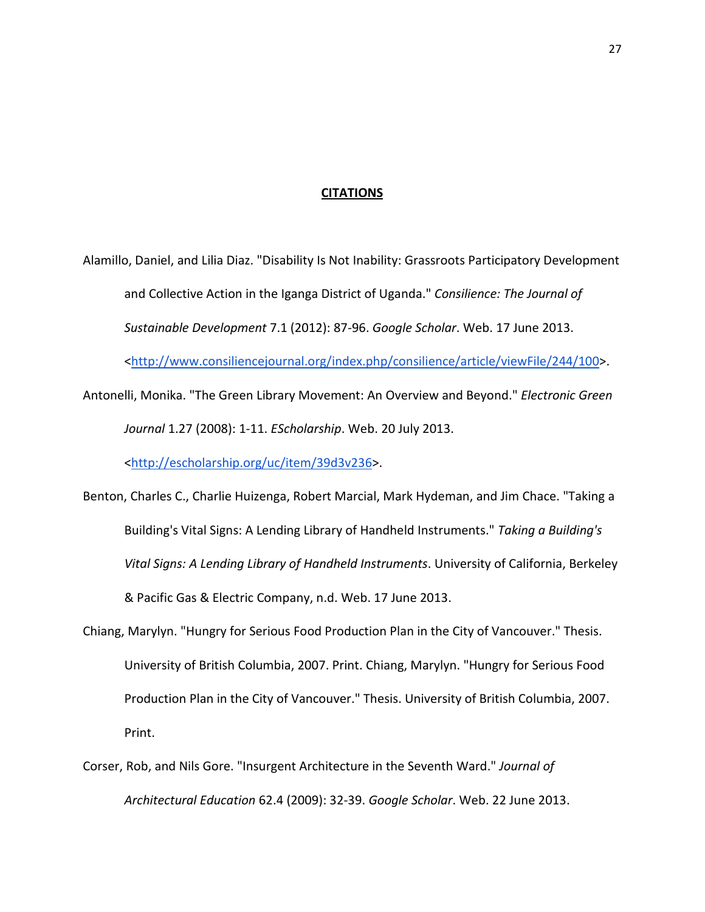## CITATIONS

Alamillo, Daniel, and Lilia Diaz. "Disability Is Not Inability: Grassroots Participatory Development and Collective Action in the Iganga District of Uganda." *Consilience: The Journal of Sustainable Development* 7.1 (2012): 87-96. *Google Scholar*. Web. 17 June 2013. <http://www.consiliencejournal.org/index.php/consilience/article/viewFile/244/100>.

Antonelli, Monika. "The Green Library Movement: An Overview and Beyond." *Electronic Green Journal* 1.27 (2008): 1-11. *EScholarship*. Web. 20 July 2013. <http://escholarship.org/uc/item/39d3v236>.

Benton, Charles C., Charlie Huizenga, Robert Marcial, Mark Hydeman, and Jim Chace. "Taking a Building's Vital Signs: A Lending Library of Handheld Instruments." *Taking a Building's Vital Signs: A Lending Library of Handheld Instruments*. University of California, Berkeley & Pacific Gas & Electric Company, n.d. Web. 17 June 2013.

Chiang, Marylyn. "Hungry for Serious Food Production Plan in the City of Vancouver." Thesis. University of British Columbia, 2007. Print. Chiang, Marylyn. "Hungry for Serious Food Production Plan in the City of Vancouver." Thesis. University of British Columbia, 2007. Print.

Corser, Rob, and Nils Gore. "Insurgent Architecture in the Seventh Ward." *Journal of Architectural Education* 62.4 (2009): 32-39. *Google Scholar*. Web. 22 June 2013.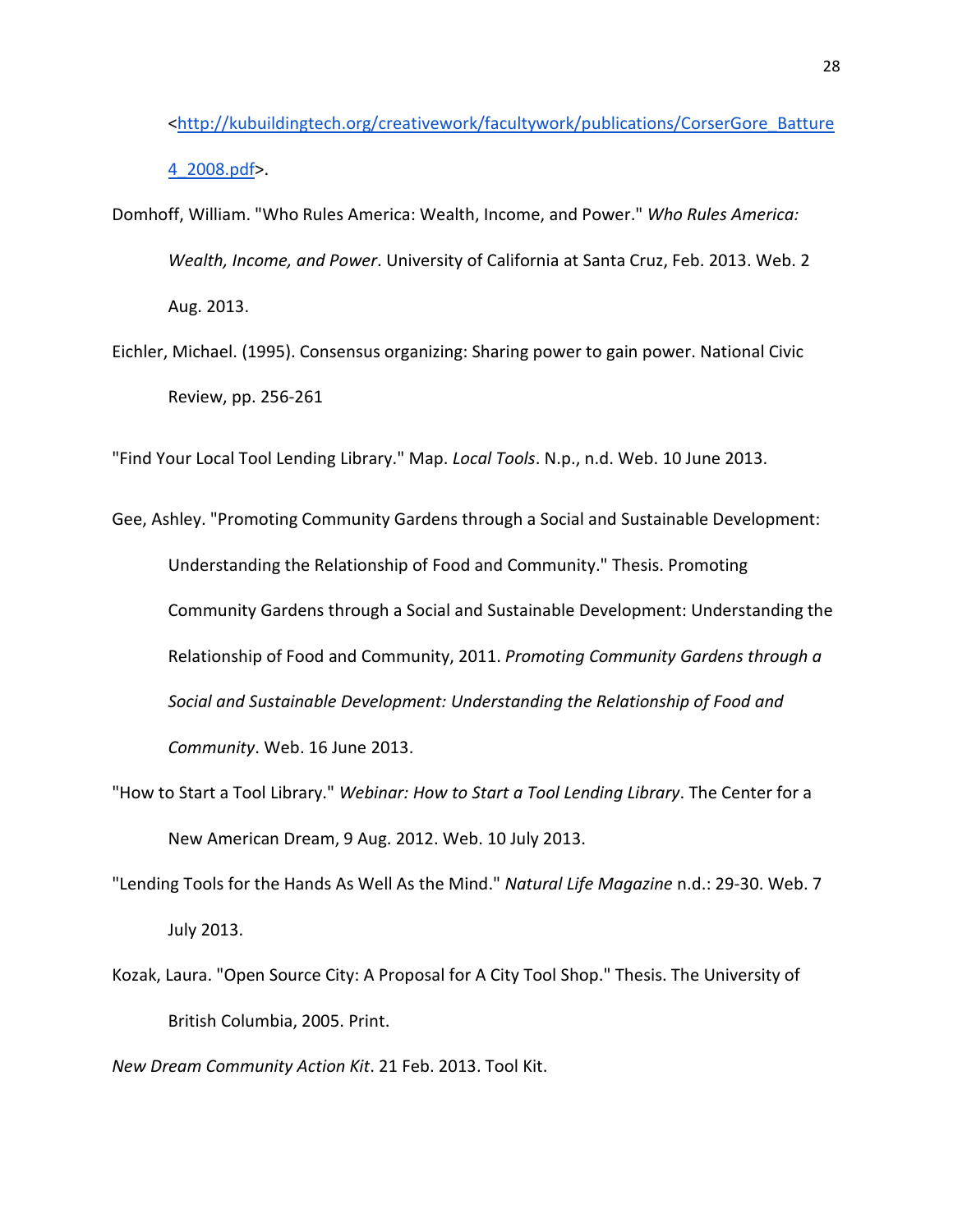<http://kubuildingtech.org/creativework/facultywork/publications/CorserGore_Batture4_2008.pdf>.

Domhoff, William. "Who Rules America: Wealth, Income, and Power." *Who Rules America: Wealth, Income, and Power*. University of California at Santa Cruz, Feb. 2013. Web. 2 Aug. 2013.

Eichler, Michael. (1995). Consensus organizing: Sharing power to gain power. National Civic Review, pp. 256-261

"Find Your Local Tool Lending Library." Map. *Local Tools*. N.p., n.d. Web. 10 June 2013.

Gee, Ashley. "Promoting Community Gardens through a Social and Sustainable Development: Understanding the Relationship of Food and Community." Thesis. Promoting Community Gardens through a Social and Sustainable Development: Understanding the Relationship of Food and Community, 2011. *Promoting Community Gardens through a Social and Sustainable Development: Understanding the Relationship of Food and Community*. Web. 16 June 2013.

"How to Start a Tool Library." *Webinar: How to Start a Tool Lending Library*. The Center for a New American Dream, 9 Aug. 2012. Web. 10 July 2013.

"Lending Tools for the Hands As Well As the Mind." *Natural Life Magazine* n.d.: 29-30. Web. 7 July 2013.

Kozak, Laura. "Open Source City: A Proposal for A City Tool Shop." Thesis. The University of British Columbia, 2005. Print.

*New Dream Community Action Kit*. 21 Feb. 2013. Tool Kit.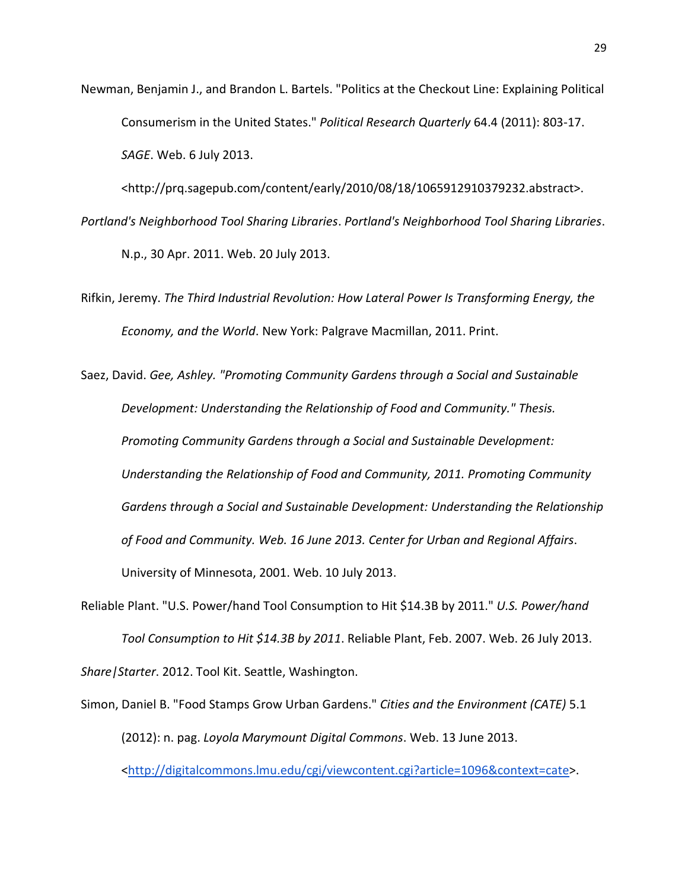Newman, Benjamin J., and Brandon L. Bartels. "Politics at the Checkout Line: Explaining Political Consumerism in the United States." *Political Research Quarterly* 64.4 (2011): 803-17. *SAGE*. Web. 6 July 2013. <http://prq.sagepub.com/content/early/2010/08/18/1065912910379232.abstract>.

*Portland's Neighborhood Tool Sharing Libraries*. *Portland's Neighborhood Tool Sharing Libraries*. N.p., 30 Apr. 2011. Web. 20 July 2013.

Rifkin, Jeremy. *The Third Industrial Revolution: How Lateral Power Is Transforming Energy, the Economy, and the World*. New York: Palgrave Macmillan, 2011. Print.

Saez, David. *Gee, Ashley. "Promoting Community Gardens through a Social and Sustainable Development: Understanding the Relationship of Food and Community." Thesis. Promoting Community Gardens through a Social and Sustainable Development: Understanding the Relationship of Food and Community, 2011. Promoting Community Gardens through a Social and Sustainable Development: Understanding the Relationship of Food and Community. Web. 16 June 2013. Center for Urban and Regional Affairs*. University of Minnesota, 2001. Web. 10 July 2013.

Reliable Plant. "U.S. Power/hand Tool Consumption to Hit $14.3B by 2011." *U.S. Power/hand Tool Consumption to Hit $14.3B by 2011*. Reliable Plant, Feb. 2007. Web. 26 July 2013.

*Share|Starter*. 2012. Tool Kit. Seattle, Washington.

Simon, Daniel B. "Food Stamps Grow Urban Gardens." *Cities and the Environment (CATE)* 5.1 (2012): n. pag. *Loyola Marymount Digital Commons*. Web. 13 June 2013. <http://digitalcommons.lmu.edu/cgi/viewcontent.cgi?article=1096&context=cate>.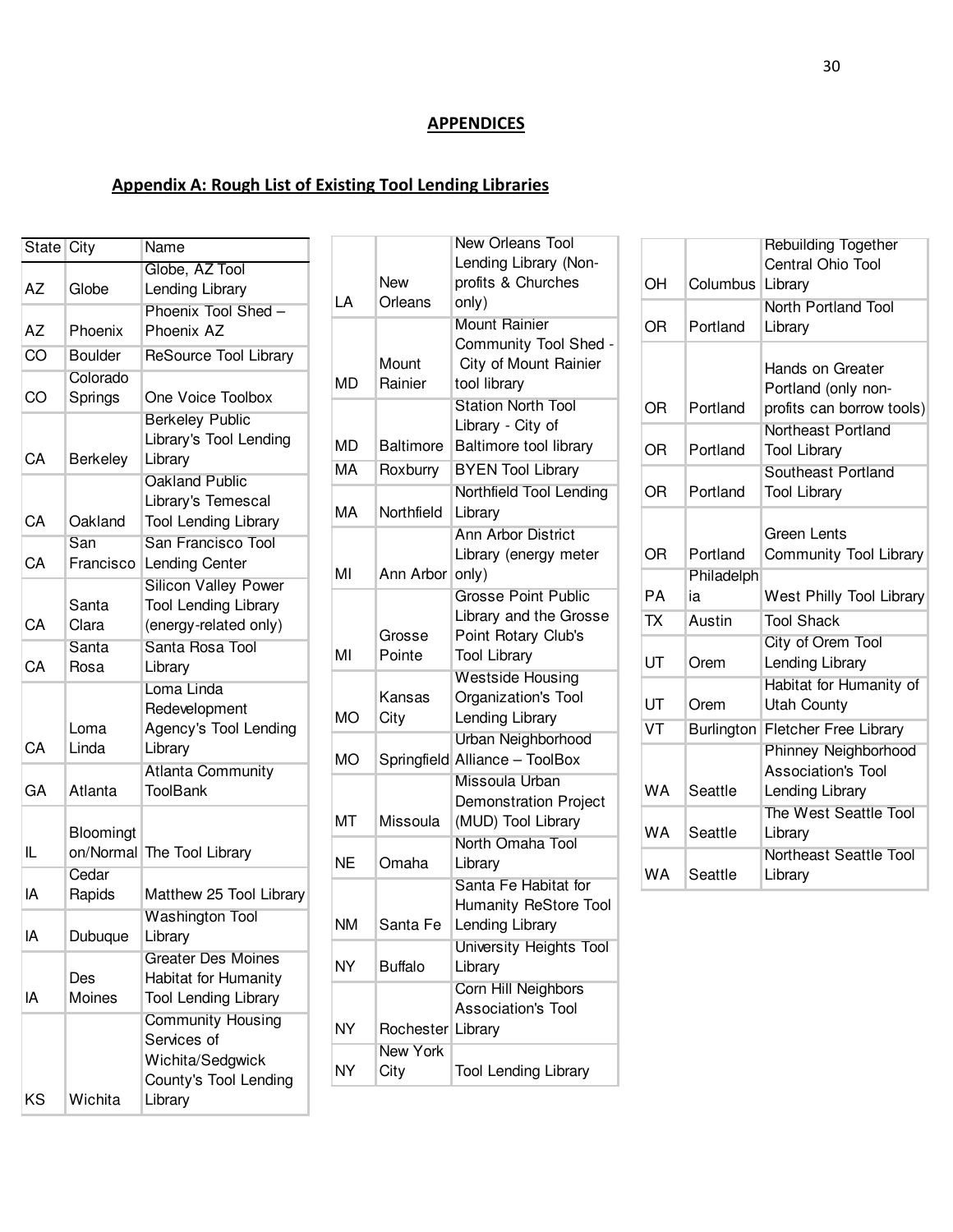# APPENDICES

## Appendix A: Rough List of Existing Tool Lending Libraries

| State | City | Name |
|---|---|---|
| AZ | Globe | Globe, AZ Tool Lending Library |
| AZ | Phoenix | Phoenix Tool Shed – Phoenix AZ |
| CO | Boulder | ReSource Tool Library |
| CO | Colorado Springs | One Voice Toolbox |
| CA | Berkeley | Berkeley Public Library's Tool Lending Library |
| CA | Oakland | Oakland Public Library's Temescal Tool Lending Library |
| CA | San Francisco | San Francisco Tool Lending Center |
| CA | Santa Clara | Silicon Valley Power Tool Lending Library (energy-related only) |
| CA | Santa Rosa | Santa Rosa Tool Library |
| CA | Loma Linda | Loma Linda Redevelopment Agency's Tool Lending Library |
| GA | Atlanta | Atlanta Community ToolBank |
| IL | Bloomington/Normal | The Tool Library |
| IA | Cedar Rapids | Matthew 25 Tool Library |
| IA | Dubuque | Washington Tool Library |
| IA | Des Moines | Greater Des Moines Habitat for Humanity Tool Lending Library |
| KS | Wichita | Community Housing Services of Wichita/Sedgwick County's Tool Lending Library |
| LA | New Orleans | New Orleans Tool Lending Library (Non-profits & Churches only) |
| MD | Mount Rainier | Mount Rainier Community Tool Shed - City of Mount Rainier tool library |
| MD | Baltimore | Station North Tool Library - City of Baltimore tool library |
| MA | Roxburry | BYEN Tool Library |
| MA | Northfield | Northfield Tool Lending Library |
| MI | Ann Arbor | Ann Arbor District Library (energy meter only) |
| MI | Grosse Pointe | Grosse Point Public Library and the Grosse Point Rotary Club's Tool Library |
| MO | Kansas City | Westside Housing Organization's Tool Lending Library |
| MO | Springfield | Urban Neighborhood Alliance – ToolBox |
| MT | Missoula | Missoula Urban Demonstration Project (MUD) Tool Library |
| NE | Omaha | North Omaha Tool Library |
| NM | Santa Fe | Santa Fe Habitat for Humanity ReStore Tool Lending Library |
| NY | Buffalo | University Heights Tool Library |
| NY | Rochester | Corn Hill Neighbors Association's Tool Library |
| NY | New York City | Tool Lending Library |
| OH | Columbus | Rebuilding Together Central Ohio Tool Library |
| OR | Portland | North Portland Tool Library |
| OR | Portland | Hands on Greater Portland (only non-profits can borrow tools) |
| OR | Portland | Northeast Portland Tool Library |
| OR | Portland | Southeast Portland Tool Library |
| OR | Portland | Green Lents Community Tool Library |
| PA | Philadelphia | West Philly Tool Library |
| TX | Austin | Tool Shack |
| UT | Orem | City of Orem Tool Lending Library |
| UT | Orem | Habitat for Humanity of Utah County |
| VT | Burlington | Fletcher Free Library |
| WA | Seattle | Phinney Neighborhood Association's Tool Lending Library |
| WA | Seattle | The West Seattle Tool Library |
| WA | Seattle | Northeast Seattle Tool Library |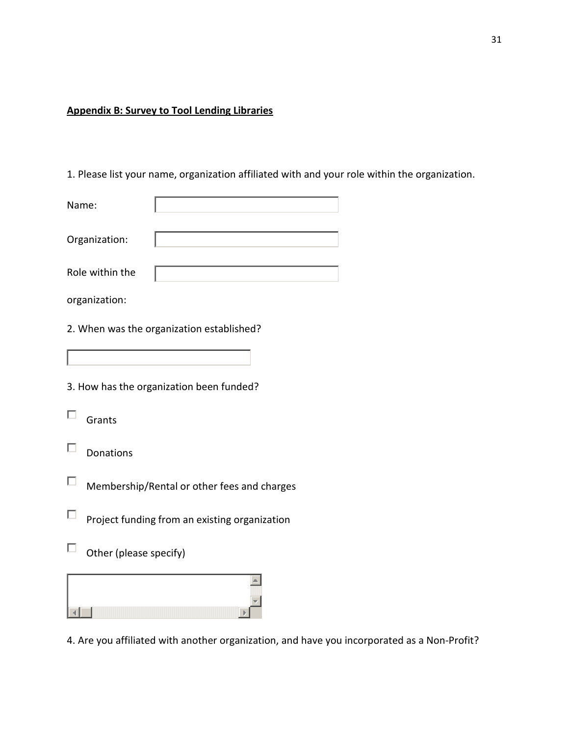## Appendix B: Survey to Tool Lending Libraries

1. Please list your name, organization affiliated with and your role within the organization.

Name:

Organization:

Role within the organization:

2. When was the organization established?

3. How has the organization been funded?

- [ ] Grants
- [ ] Donations
- [ ] Membership/Rental or other fees and charges
- [ ] Project funding from an existing organization
- [ ] Other (please specify)

4. Are you affiliated with another organization, and have you incorporated as a Non-Profit?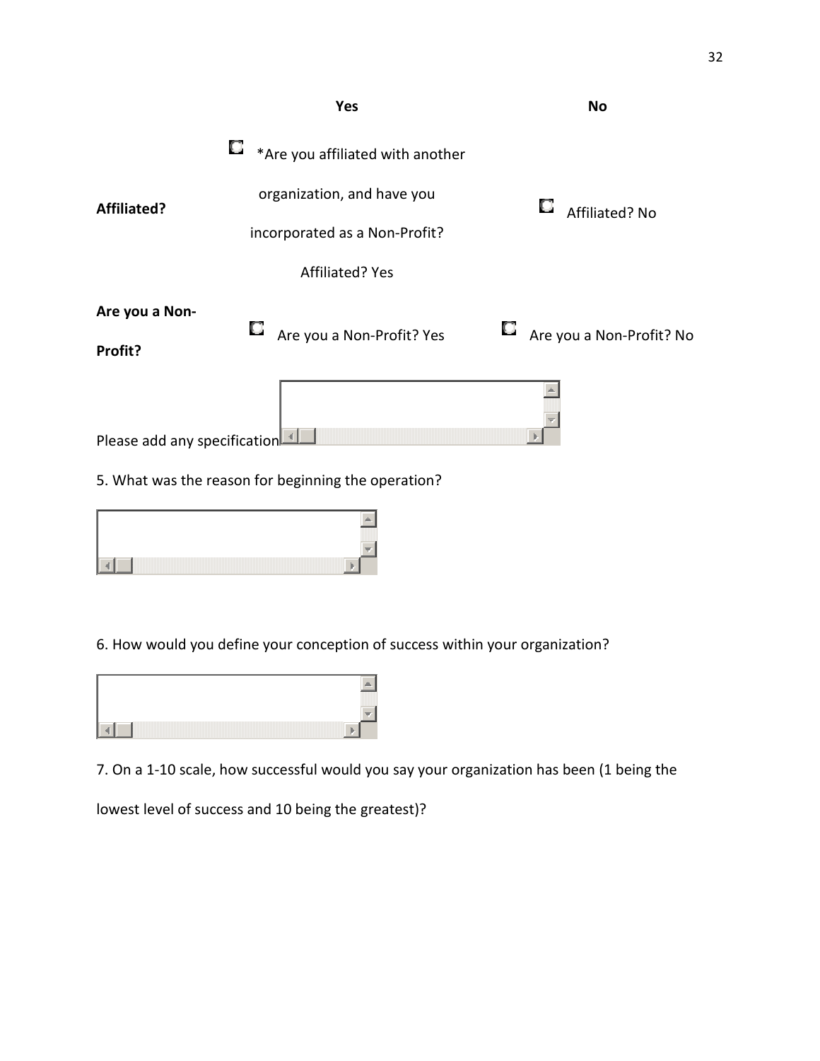| | Yes | No |
|---|---|---|
| **Affiliated?** | *Are you affiliated with another organization, and have you incorporated as a Non-Profit? Affiliated? Yes | Affiliated? No |
| **Are you a Non-Profit?** | Are you a Non-Profit? Yes | Are you a Non-Profit? No |

Please add any specification

5. What was the reason for beginning the operation?

6. How would you define your conception of success within your organization?

7. On a 1-10 scale, how successful would you say your organization has been (1 being the lowest level of success and 10 being the greatest)?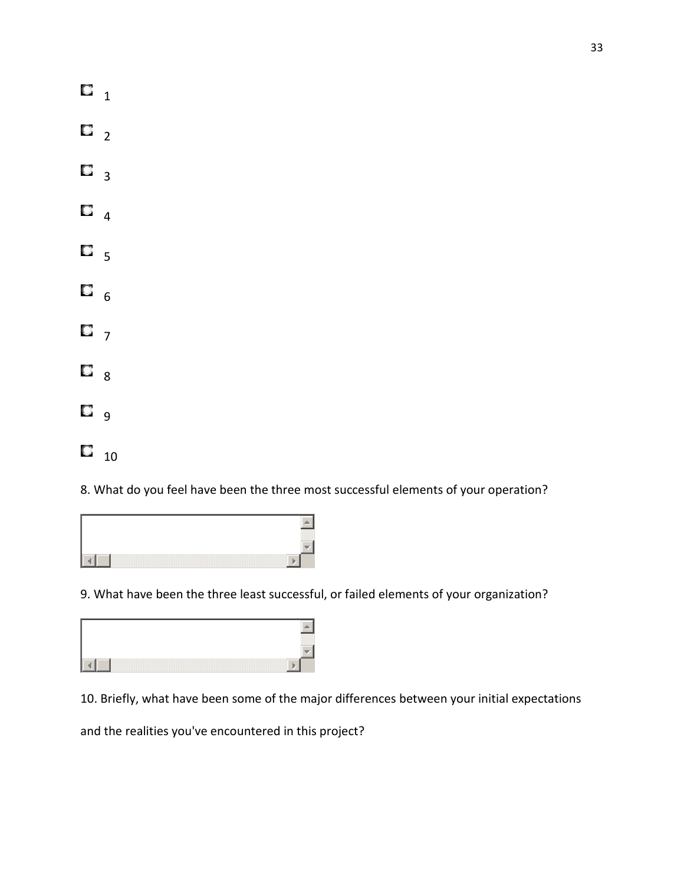- 1
- 2
- 3
- 4
- 5
- 6
- 7
- 8
- 9
- 10

8. What do you feel have been the three most successful elements of your operation?

9. What have been the three least successful, or failed elements of your organization?

10. Briefly, what have been some of the major differences between your initial expectations and the realities you've encountered in this project?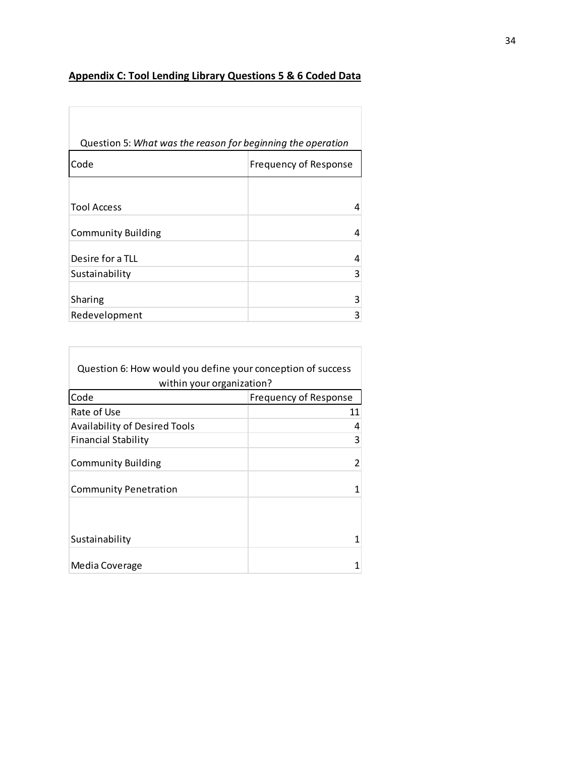## **Appendix C: Tool Lending Library Questions 5 & 6 Coded Data**

| Question 5: *What was the reason for beginning the operation* | |
|---|---|
| Code | Frequency of Response |
| Tool Access | 4 |
| Community Building | 4 |
| Desire for a TLL | 4 |
| Sustainability | 3 |
| Sharing | 3 |
| Redevelopment | 3 |

| Question 6: How would you define your conception of success within your organization? | |
|---|---|
| Code | Frequency of Response |
| Rate of Use | 11 |
| Availability of Desired Tools | 4 |
| Financial Stability | 3 |
| Community Building | 2 |
| Community Penetration | 1 |
| Sustainability | 1 |
| Media Coverage | 1 |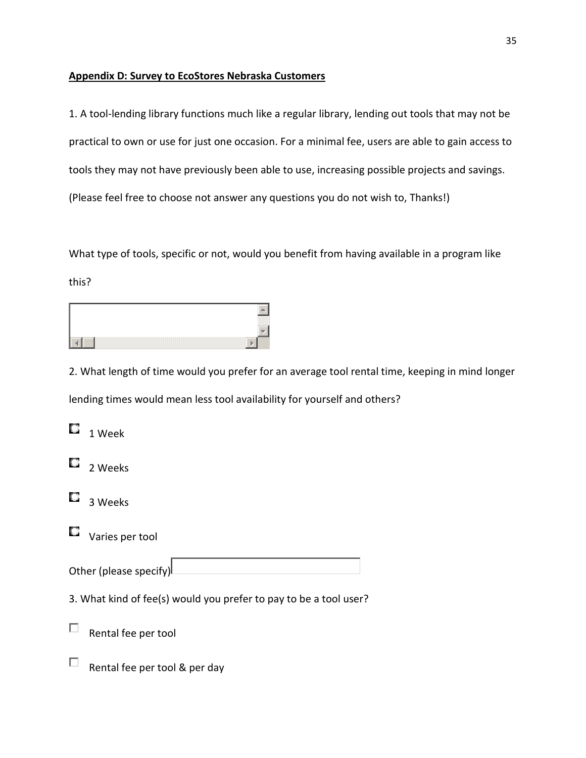**Appendix D: Survey to EcoStores Nebraska Customers**

1. A tool-lending library functions much like a regular library, lending out tools that may not be practical to own or use for just one occasion. For a minimal fee, users are able to gain access to tools they may not have previously been able to use, increasing possible projects and savings. (Please feel free to choose not answer any questions you do not wish to, Thanks!)

What type of tools, specific or not, would you benefit from having available in a program like this?

2. What length of time would you prefer for an average tool rental time, keeping in mind longer lending times would mean less tool availability for yourself and others?

- ○ 1 Week
- ○ 2 Weeks
- ○ 3 Weeks
- ○ Varies per tool

Other (please specify)

3. What kind of fee(s) would you prefer to pay to be a tool user?

- ☐ Rental fee per tool
- ☐ Rental fee per tool & per day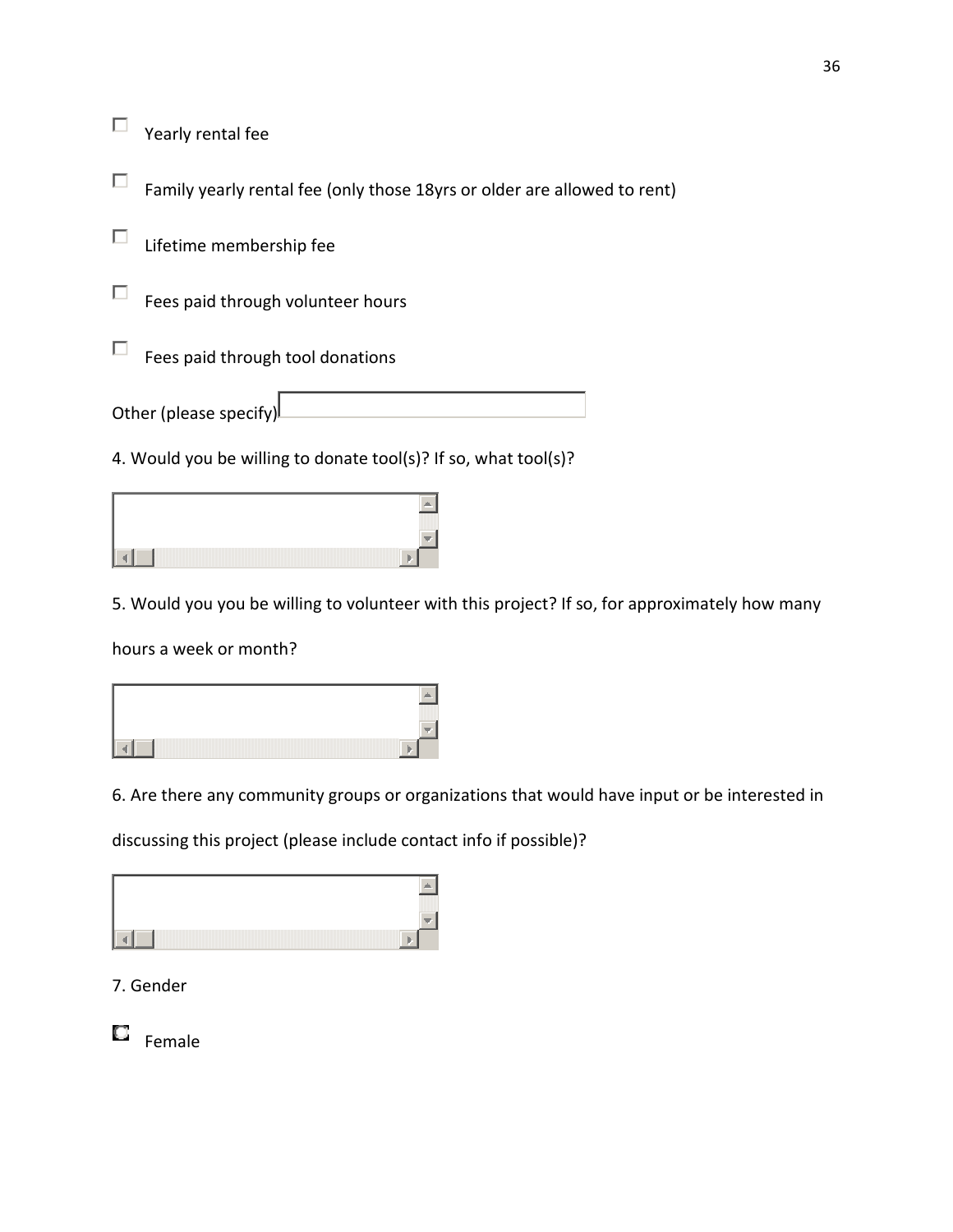- [ ] Yearly rental fee
- [ ] Family yearly rental fee (only those 18yrs or older are allowed to rent)
- [ ] Lifetime membership fee
- [ ] Fees paid through volunteer hours
- [ ] Fees paid through tool donations

Other (please specify) ____________________

4. Would you be willing to donate tool(s)? If so, what tool(s)?

____________________

5. Would you you be willing to volunteer with this project? If so, for approximately how many hours a week or month?

____________________

6. Are there any community groups or organizations that would have input or be interested in discussing this project (please include contact info if possible)?

____________________

7. Gender

- ○ Female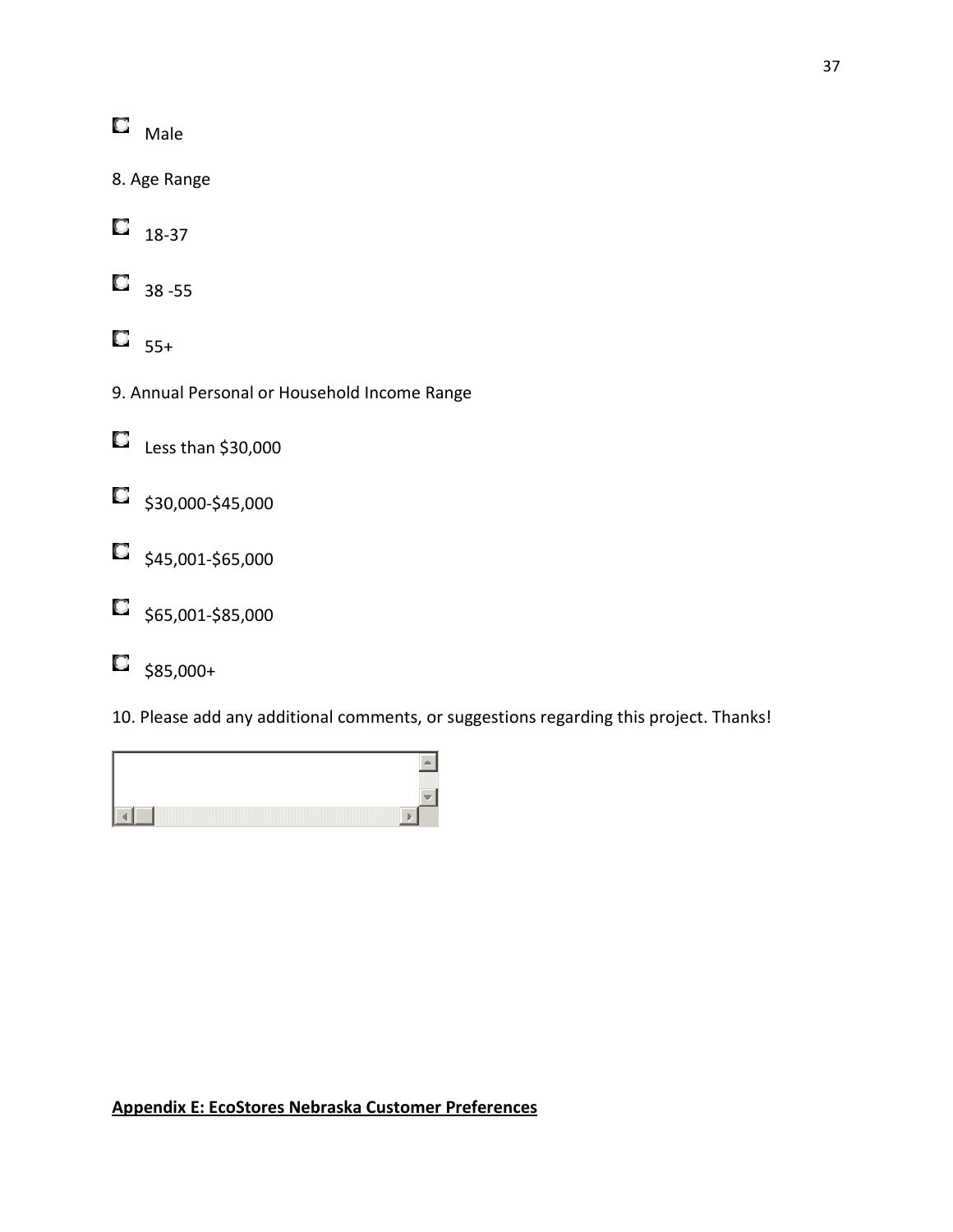- Male

8. Age Range

- 18-37
- 38 -55
- 55+

9. Annual Personal or Household Income Range

- Less than $30,000
- $30,000-$45,000
- $45,001-$65,000
- $65,001-$85,000
- $85,000+

10. Please add any additional comments, or suggestions regarding this project. Thanks!

**Appendix E: EcoStores Nebraska Customer Preferences**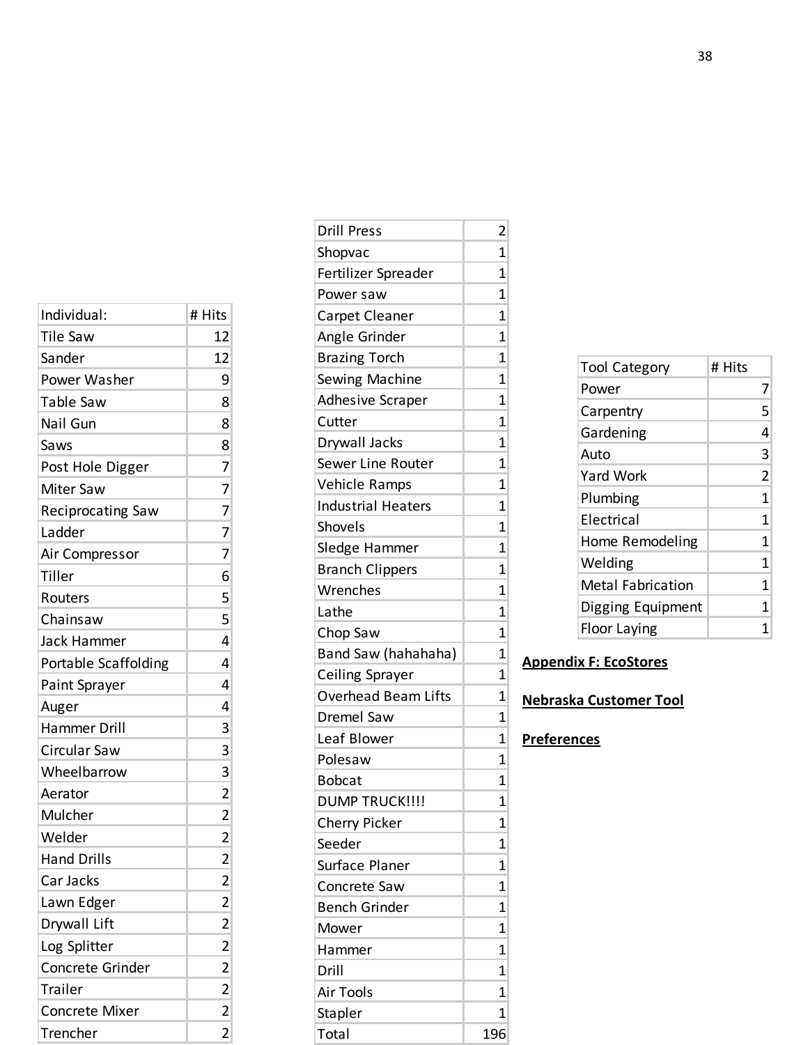**Appendix F: EcoStores Nebraska Customer Tool Preferences**

| Individual: | # Hits |
|---|---|
| Tile Saw | 12 |
| Sander | 12 |
| Power Washer | 9 |
| Table Saw | 8 |
| Nail Gun | 8 |
| Saws | 8 |
| Post Hole Digger | 7 |
| Miter Saw | 7 |
| Reciprocating Saw | 7 |
| Ladder | 7 |
| Air Compressor | 7 |
| Tiller | 6 |
| Routers | 5 |
| Chainsaw | 5 |
| Jack Hammer | 4 |
| Portable Scaffolding | 4 |
| Paint Sprayer | 4 |
| Auger | 4 |
| Hammer Drill | 3 |
| Circular Saw | 3 |
| Wheelbarrow | 3 |
| Aerator | 2 |
| Mulcher | 2 |
| Welder | 2 |
| Hand Drills | 2 |
| Car Jacks | 2 |
| Lawn Edger | 2 |
| Drywall Lift | 2 |
| Log Splitter | 2 |
| Concrete Grinder | 2 |
| Trailer | 2 |
| Concrete Mixer | 2 |
| Trencher | 2 |
| Drill Press | 2 |
| Shopvac | 1 |
| Fertilizer Spreader | 1 |
| Power saw | 1 |
| Carpet Cleaner | 1 |
| Angle Grinder | 1 |
| Brazing Torch | 1 |
| Sewing Machine | 1 |
| Adhesive Scraper | 1 |
| Cutter | 1 |
| Drywall Jacks | 1 |
| Sewer Line Router | 1 |
| Vehicle Ramps | 1 |
| Industrial Heaters | 1 |
| Shovels | 1 |
| Sledge Hammer | 1 |
| Branch Clippers | 1 |
| Wrenches | 1 |
| Lathe | 1 |
| Chop Saw | 1 |
| Band Saw (hahahaha) | 1 |
| Ceiling Sprayer | 1 |
| Overhead Beam Lifts | 1 |
| Dremel Saw | 1 |
| Leaf Blower | 1 |
| Polesaw | 1 |
| Bobcat | 1 |
| DUMP TRUCK!!!! | 1 |
| Cherry Picker | 1 |
| Seeder | 1 |
| Surface Planer | 1 |
| Concrete Saw | 1 |
| Bench Grinder | 1 |
| Mower | 1 |
| Hammer | 1 |
| Drill | 1 |
| Air Tools | 1 |
| Stapler | 1 |
| Total | 196 |

| Tool Category | # Hits |
|---|---|
| Power | 7 |
| Carpentry | 5 |
| Gardening | 4 |
| Auto | 3 |
| Yard Work | 2 |
| Plumbing | 1 |
| Electrical | 1 |
| Home Remodeling | 1 |
| Welding | 1 |
| Metal Fabrication | 1 |
| Digging Equipment | 1 |
| Floor Laying | 1 |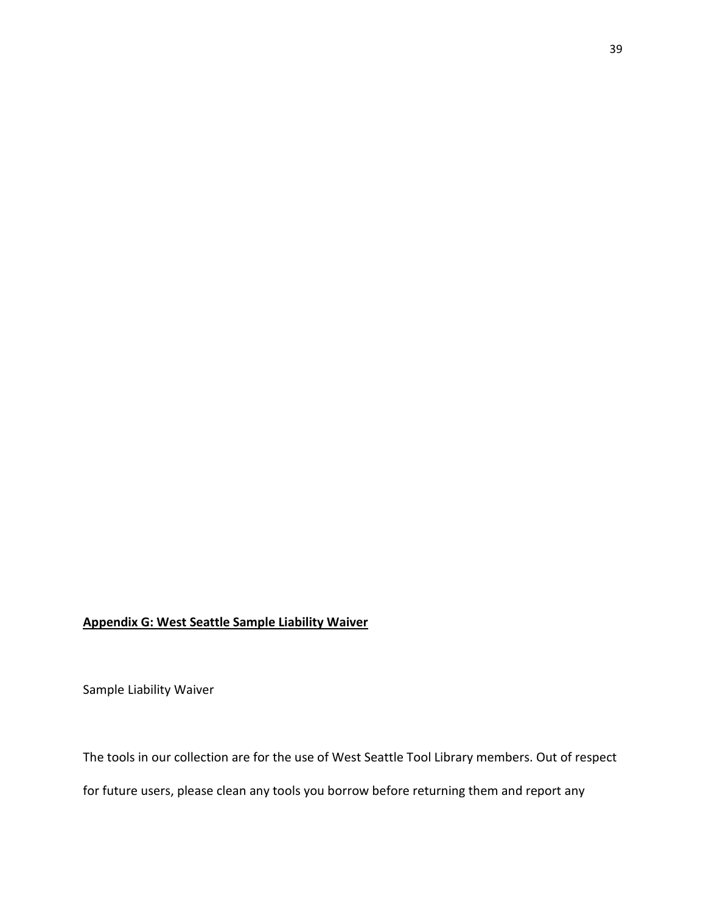**Appendix G: West Seattle Sample Liability Waiver**

Sample Liability Waiver

The tools in our collection are for the use of West Seattle Tool Library members. Out of respect for future users, please clean any tools you borrow before returning them and report any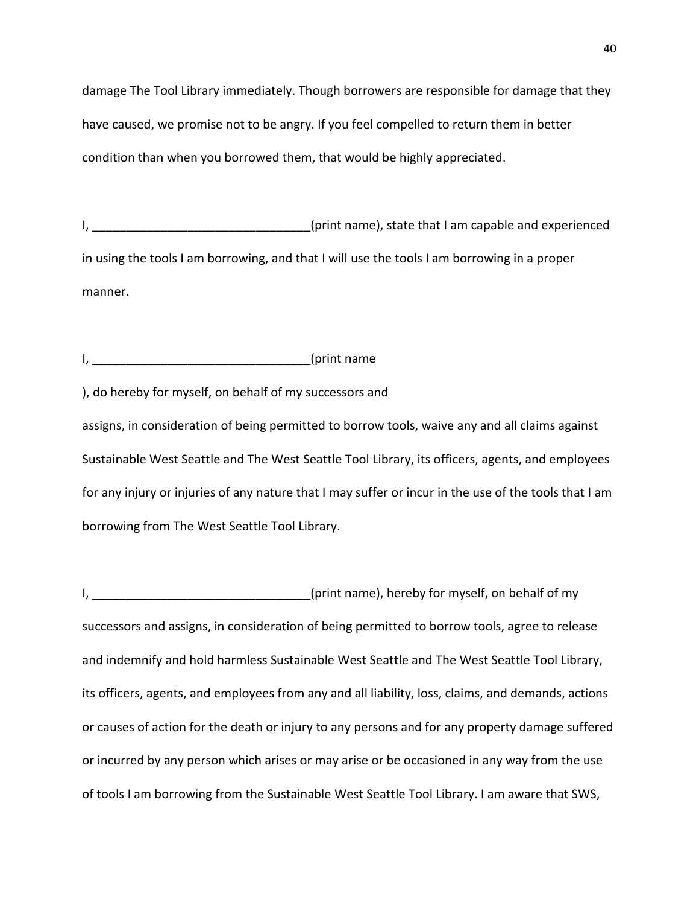damage The Tool Library immediately. Though borrowers are responsible for damage that they have caused, we promise not to be angry. If you feel compelled to return them in better condition than when you borrowed them, that would be highly appreciated.

I, ________________________________(print name), state that I am capable and experienced in using the tools I am borrowing, and that I will use the tools I am borrowing in a proper manner.

I, ________________________________(print name

), do hereby for myself, on behalf of my successors and

assigns, in consideration of being permitted to borrow tools, waive any and all claims against Sustainable West Seattle and The West Seattle Tool Library, its officers, agents, and employees for any injury or injuries of any nature that I may suffer or incur in the use of the tools that I am borrowing from The West Seattle Tool Library.

I, ________________________________(print name), hereby for myself, on behalf of my successors and assigns, in consideration of being permitted to borrow tools, agree to release and indemnify and hold harmless Sustainable West Seattle and The West Seattle Tool Library, its officers, agents, and employees from any and all liability, loss, claims, and demands, actions or causes of action for the death or injury to any persons and for any property damage suffered or incurred by any person which arises or may arise or be occasioned in any way from the use of tools I am borrowing from the Sustainable West Seattle Tool Library. I am aware that SWS,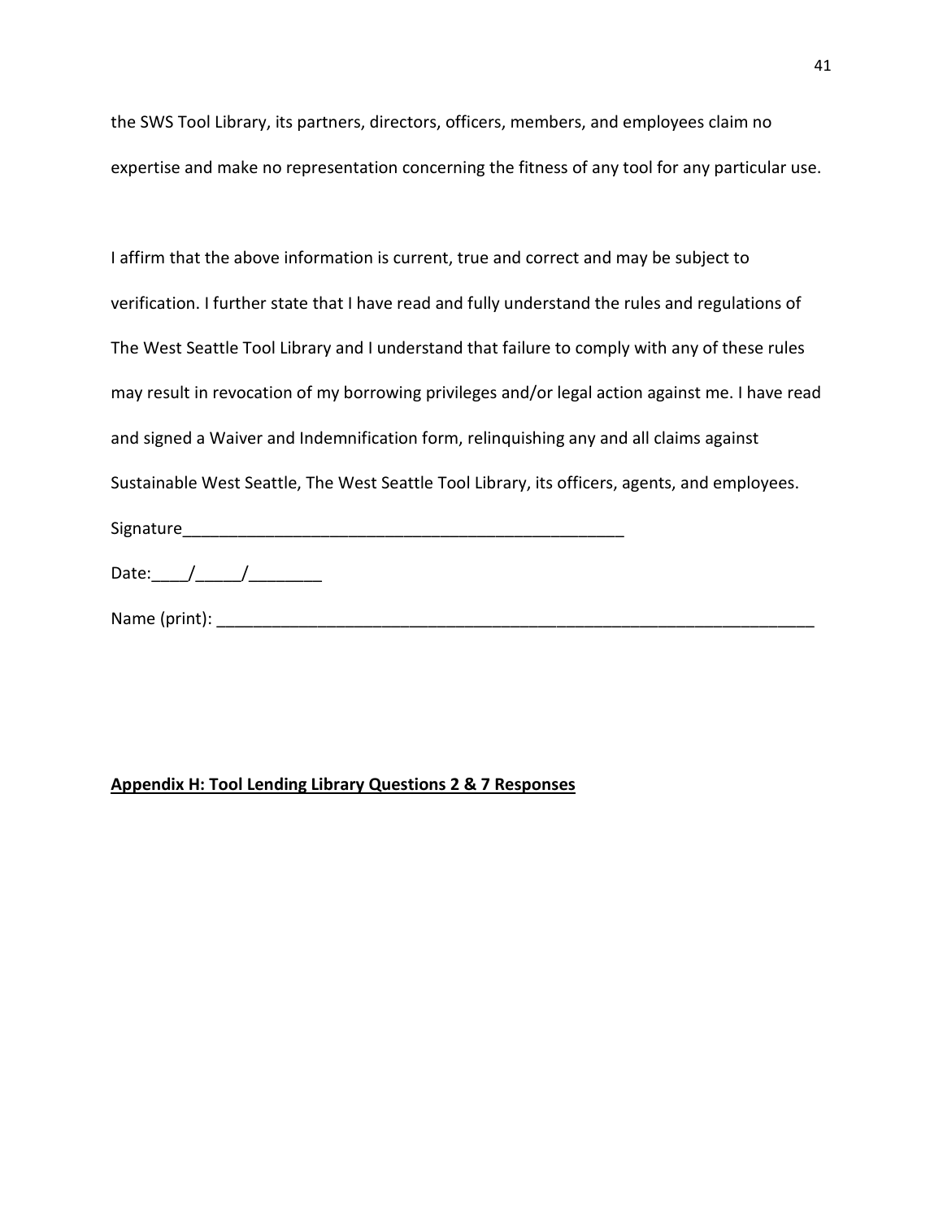the SWS Tool Library, its partners, directors, officers, members, and employees claim no expertise and make no representation concerning the fitness of any tool for any particular use.

I affirm that the above information is current, true and correct and may be subject to verification. I further state that I have read and fully understand the rules and regulations of The West Seattle Tool Library and I understand that failure to comply with any of these rules may result in revocation of my borrowing privileges and/or legal action against me. I have read and signed a Waiver and Indemnification form, relinquishing any and all claims against Sustainable West Seattle, The West Seattle Tool Library, its officers, agents, and employees.

Signature__________________________________________________

Date:____/_____/________

Name (print): ____________________________________________________________________

**Appendix H: Tool Lending Library Questions 2 & 7 Responses**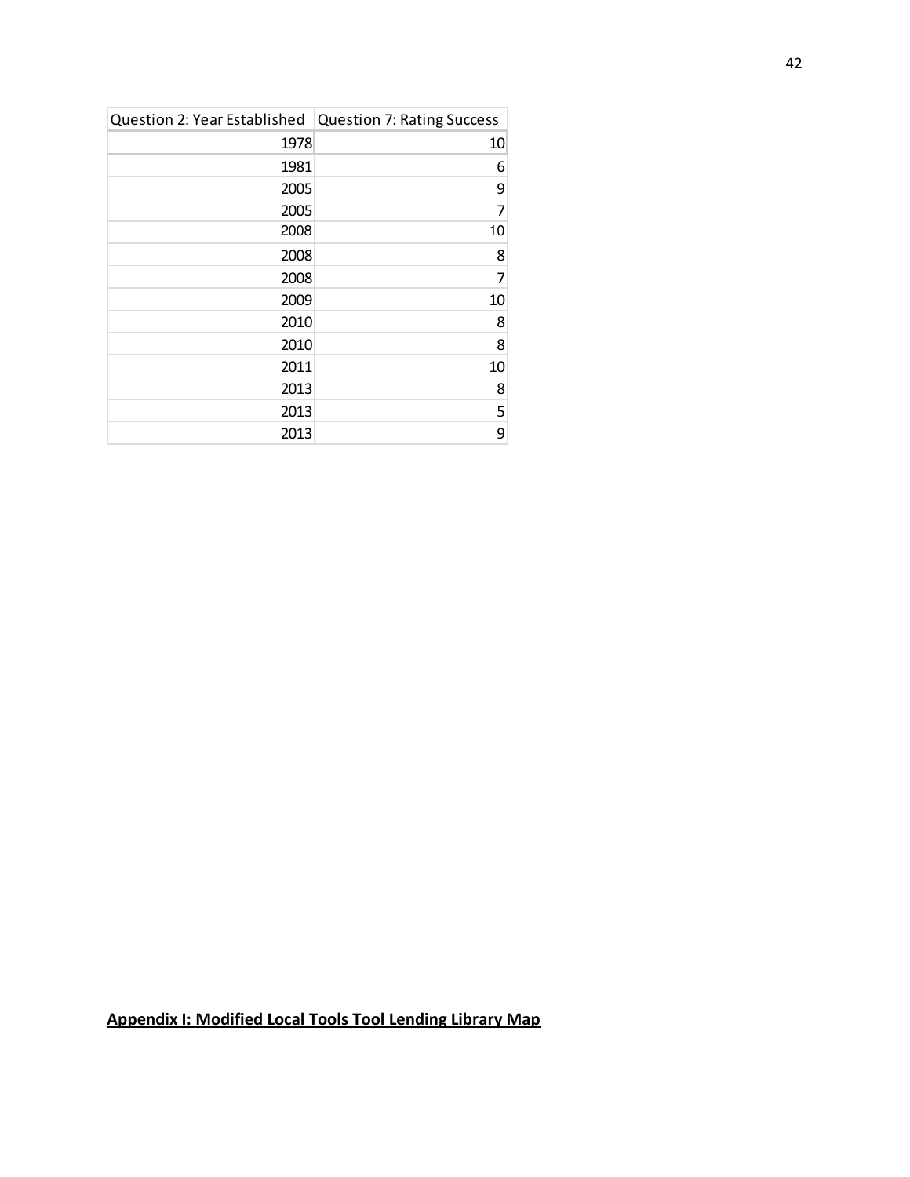| Question 2: Year Established | Question 7: Rating Success |
|---|---|
| 1978 | 10 |
| 1981 | 6 |
| 2005 | 9 |
| 2005 | 7 |
| 2008 | 10 |
| 2008 | 8 |
| 2008 | 7 |
| 2009 | 10 |
| 2010 | 8 |
| 2010 | 8 |
| 2011 | 10 |
| 2013 | 8 |
| 2013 | 5 |
| 2013 | 9 |

## Appendix I: Modified Local Tools Tool Lending Library Map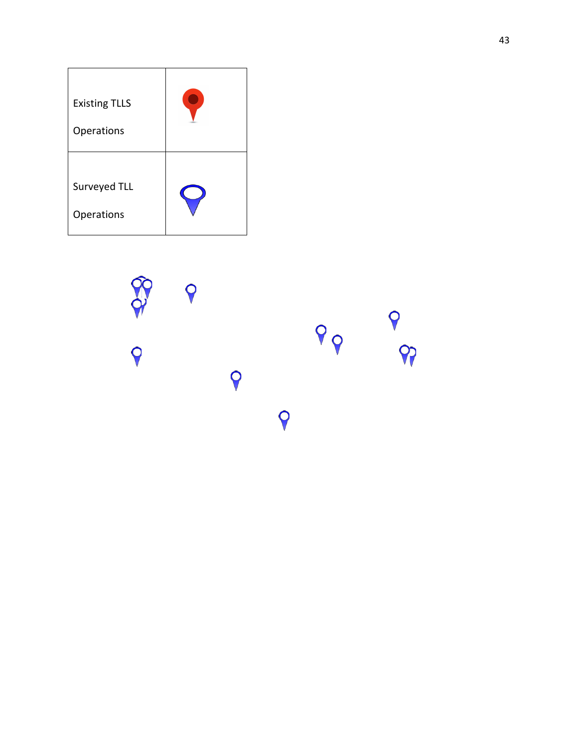| | |
|---|---|
| Existing TLLS Operations | |
| Surveyed TLL Operations | |